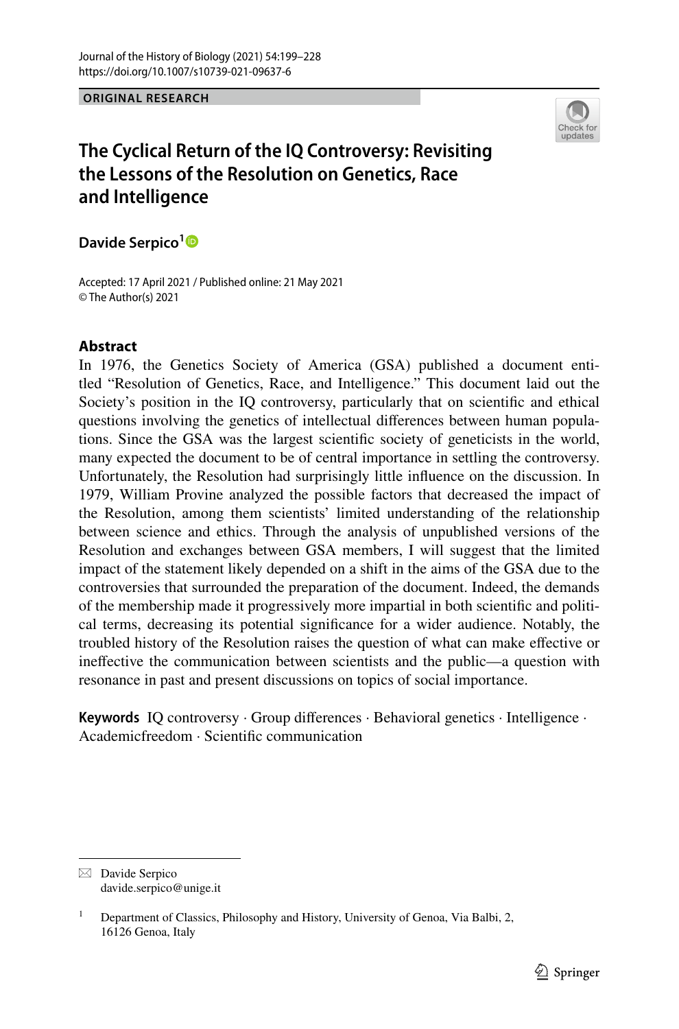ORIGINAL RESEARCH

# The Cyclical Return of the IQ Controversy: Revisiting the Lessons of the Resolution on Genetics, Race and Intelligence

**Davide Serpico**[1]

Accepted: 17 April 2021 / Published online: 21 May 2021
© The Author(s) 2021

## Abstract

In 1976, the Genetics Society of America (GSA) published a document entitled "Resolution of Genetics, Race, and Intelligence." This document laid out the Society's position in the IQ controversy, particularly that on scientific and ethical questions involving the genetics of intellectual differences between human populations. Since the GSA was the largest scientific society of geneticists in the world, many expected the document to be of central importance in settling the controversy. Unfortunately, the Resolution had surprisingly little influence on the discussion. In 1979, William Provine analyzed the possible factors that decreased the impact of the Resolution, among them scientists' limited understanding of the relationship between science and ethics. Through the analysis of unpublished versions of the Resolution and exchanges between GSA members, I will suggest that the limited impact of the statement likely depended on a shift in the aims of the GSA due to the controversies that surrounded the preparation of the document. Indeed, the demands of the membership made it progressively more impartial in both scientific and political terms, decreasing its potential significance for a wider audience. Notably, the troubled history of the Resolution raises the question of what can make effective or ineffective the communication between scientists and the public—a question with resonance in past and present discussions on topics of social importance.

**Keywords** IQ controversy · Group differences · Behavioral genetics · Intelligence · Academicfreedom · Scientific communication

---

✉ Davide Serpico
davide.serpico@unige.it

[1] Department of Classics, Philosophy and History, University of Genoa, Via Balbi, 2, 16126 Genoa, Italy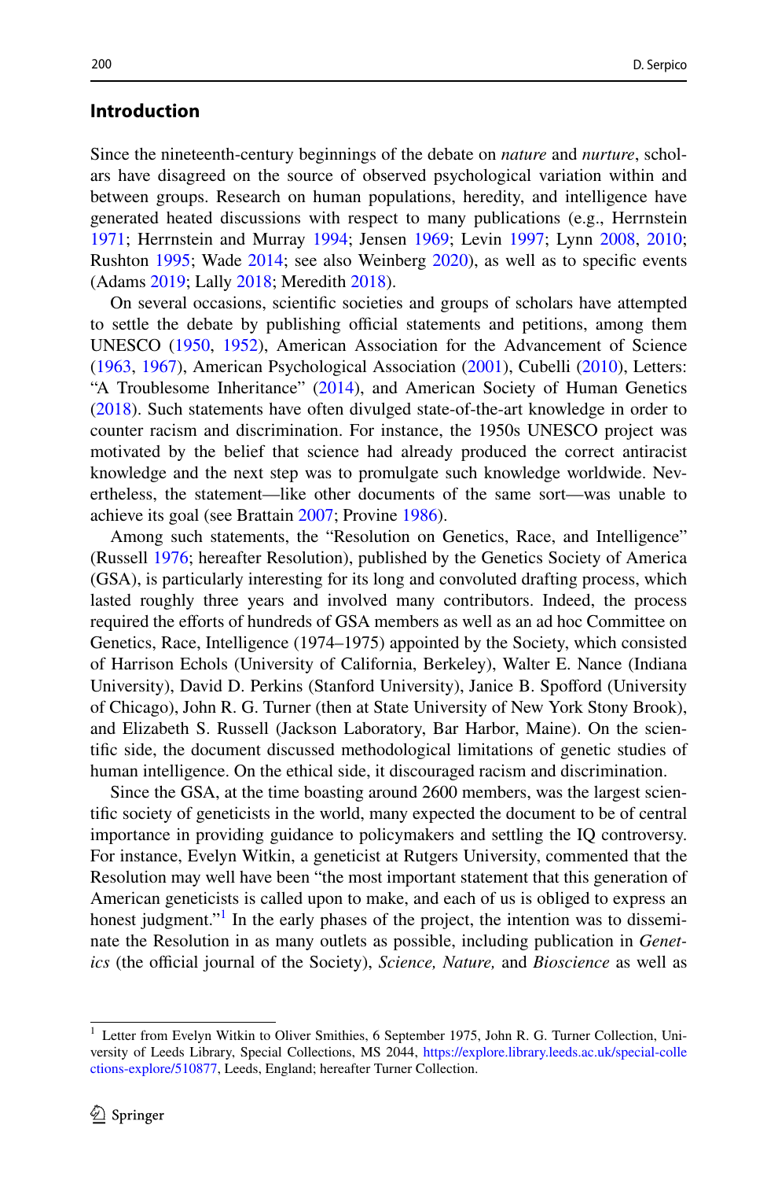## Introduction

Since the nineteenth-century beginnings of the debate on *nature* and *nurture*, scholars have disagreed on the source of observed psychological variation within and between groups. Research on human populations, heredity, and intelligence have generated heated discussions with respect to many publications (e.g., Herrnstein 1971; Herrnstein and Murray 1994; Jensen 1969; Levin 1997; Lynn 2008, 2010; Rushton 1995; Wade 2014; see also Weinberg 2020), as well as to specific events (Adams 2019; Lally 2018; Meredith 2018).

On several occasions, scientific societies and groups of scholars have attempted to settle the debate by publishing official statements and petitions, among them UNESCO (1950, 1952), American Association for the Advancement of Science (1963, 1967), American Psychological Association (2001), Cubelli (2010), Letters: "A Troublesome Inheritance" (2014), and American Society of Human Genetics (2018). Such statements have often divulged state-of-the-art knowledge in order to counter racism and discrimination. For instance, the 1950s UNESCO project was motivated by the belief that science had already produced the correct antiracist knowledge and the next step was to promulgate such knowledge worldwide. Nevertheless, the statement—like other documents of the same sort—was unable to achieve its goal (see Brattain 2007; Provine 1986).

Among such statements, the "Resolution on Genetics, Race, and Intelligence" (Russell 1976; hereafter Resolution), published by the Genetics Society of America (GSA), is particularly interesting for its long and convoluted drafting process, which lasted roughly three years and involved many contributors. Indeed, the process required the efforts of hundreds of GSA members as well as an ad hoc Committee on Genetics, Race, Intelligence (1974–1975) appointed by the Society, which consisted of Harrison Echols (University of California, Berkeley), Walter E. Nance (Indiana University), David D. Perkins (Stanford University), Janice B. Spofford (University of Chicago), John R. G. Turner (then at State University of New York Stony Brook), and Elizabeth S. Russell (Jackson Laboratory, Bar Harbor, Maine). On the scientific side, the document discussed methodological limitations of genetic studies of human intelligence. On the ethical side, it discouraged racism and discrimination.

Since the GSA, at the time boasting around 2600 members, was the largest scientific society of geneticists in the world, many expected the document to be of central importance in providing guidance to policymakers and settling the IQ controversy. For instance, Evelyn Witkin, a geneticist at Rutgers University, commented that the Resolution may well have been "the most important statement that this generation of American geneticists is called upon to make, and each of us is obliged to express an honest judgment."[1] In the early phases of the project, the intention was to disseminate the Resolution in as many outlets as possible, including publication in *Genetics* (the official journal of the Society), *Science, Nature,* and *Bioscience* as well as

---

[1] Letter from Evelyn Witkin to Oliver Smithies, 6 September 1975, John R. G. Turner Collection, University of Leeds Library, Special Collections, MS 2044, https://explore.library.leeds.ac.uk/special-collections-explore/510877, Leeds, England; hereafter Turner Collection.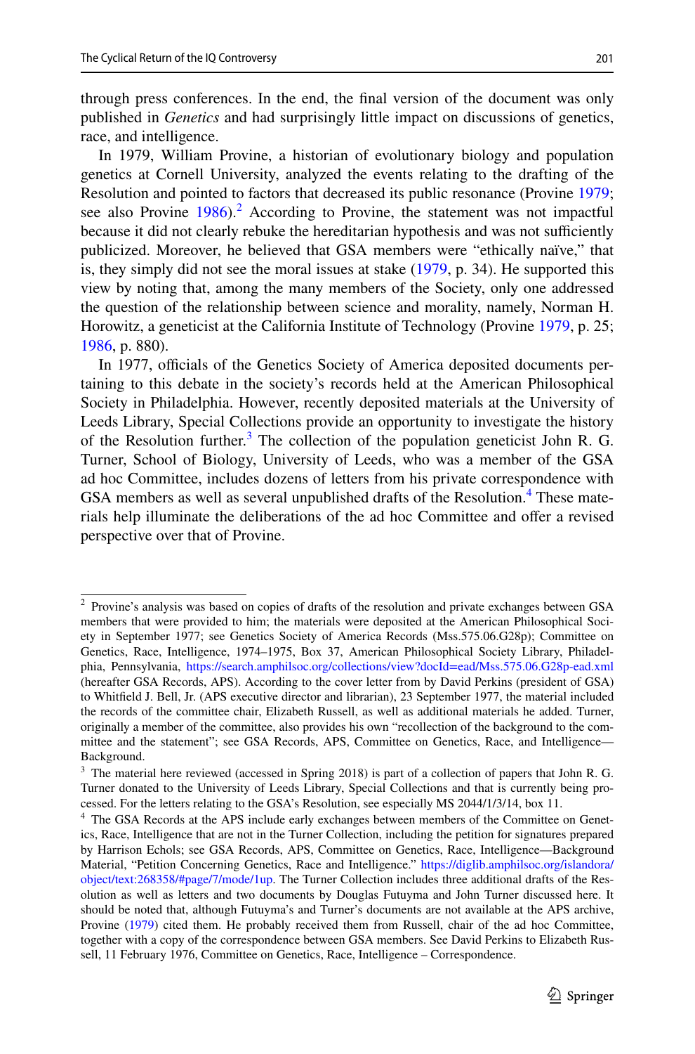through press conferences. In the end, the final version of the document was only published in *Genetics* and had surprisingly little impact on discussions of genetics, race, and intelligence.

In 1979, William Provine, a historian of evolutionary biology and population genetics at Cornell University, analyzed the events relating to the drafting of the Resolution and pointed to factors that decreased its public resonance (Provine 1979; see also Provine 1986).[2] According to Provine, the statement was not impactful because it did not clearly rebuke the hereditarian hypothesis and was not sufficiently publicized. Moreover, he believed that GSA members were "ethically naïve," that is, they simply did not see the moral issues at stake (1979, p. 34). He supported this view by noting that, among the many members of the Society, only one addressed the question of the relationship between science and morality, namely, Norman H. Horowitz, a geneticist at the California Institute of Technology (Provine 1979, p. 25; 1986, p. 880).

In 1977, officials of the Genetics Society of America deposited documents pertaining to this debate in the society's records held at the American Philosophical Society in Philadelphia. However, recently deposited materials at the University of Leeds Library, Special Collections provide an opportunity to investigate the history of the Resolution further.[3] The collection of the population geneticist John R. G. Turner, School of Biology, University of Leeds, who was a member of the GSA ad hoc Committee, includes dozens of letters from his private correspondence with GSA members as well as several unpublished drafts of the Resolution.[4] These materials help illuminate the deliberations of the ad hoc Committee and offer a revised perspective over that of Provine.

---

[2] Provine's analysis was based on copies of drafts of the resolution and private exchanges between GSA members that were provided to him; the materials were deposited at the American Philosophical Society in September 1977; see Genetics Society of America Records (Mss.575.06.G28p); Committee on Genetics, Race, Intelligence, 1974–1975, Box 37, American Philosophical Society Library, Philadelphia, Pennsylvania, https://search.amphilsoc.org/collections/view?docId=ead/Mss.575.06.G28p-ead.xml (hereafter GSA Records, APS). According to the cover letter from by David Perkins (president of GSA) to Whitfield J. Bell, Jr. (APS executive director and librarian), 23 September 1977, the material included the records of the committee chair, Elizabeth Russell, as well as additional materials he added. Turner, originally a member of the committee, also provides his own "recollection of the background to the committee and the statement"; see GSA Records, APS, Committee on Genetics, Race, and Intelligence—Background.

[3] The material here reviewed (accessed in Spring 2018) is part of a collection of papers that John R. G. Turner donated to the University of Leeds Library, Special Collections and that is currently being processed. For the letters relating to the GSA's Resolution, see especially MS 2044/1/3/14, box 11.

[4] The GSA Records at the APS include early exchanges between members of the Committee on Genetics, Race, Intelligence that are not in the Turner Collection, including the petition for signatures prepared by Harrison Echols; see GSA Records, APS, Committee on Genetics, Race, Intelligence—Background Material, "Petition Concerning Genetics, Race and Intelligence." https://diglib.amphilsoc.org/islandora/object/text:268358/#page/7/mode/1up. The Turner Collection includes three additional drafts of the Resolution as well as letters and two documents by Douglas Futuyma and John Turner discussed here. It should be noted that, although Futuyma's and Turner's documents are not available at the APS archive, Provine (1979) cited them. He probably received them from Russell, chair of the ad hoc Committee, together with a copy of the correspondence between GSA members. See David Perkins to Elizabeth Russell, 11 February 1976, Committee on Genetics, Race, Intelligence – Correspondence.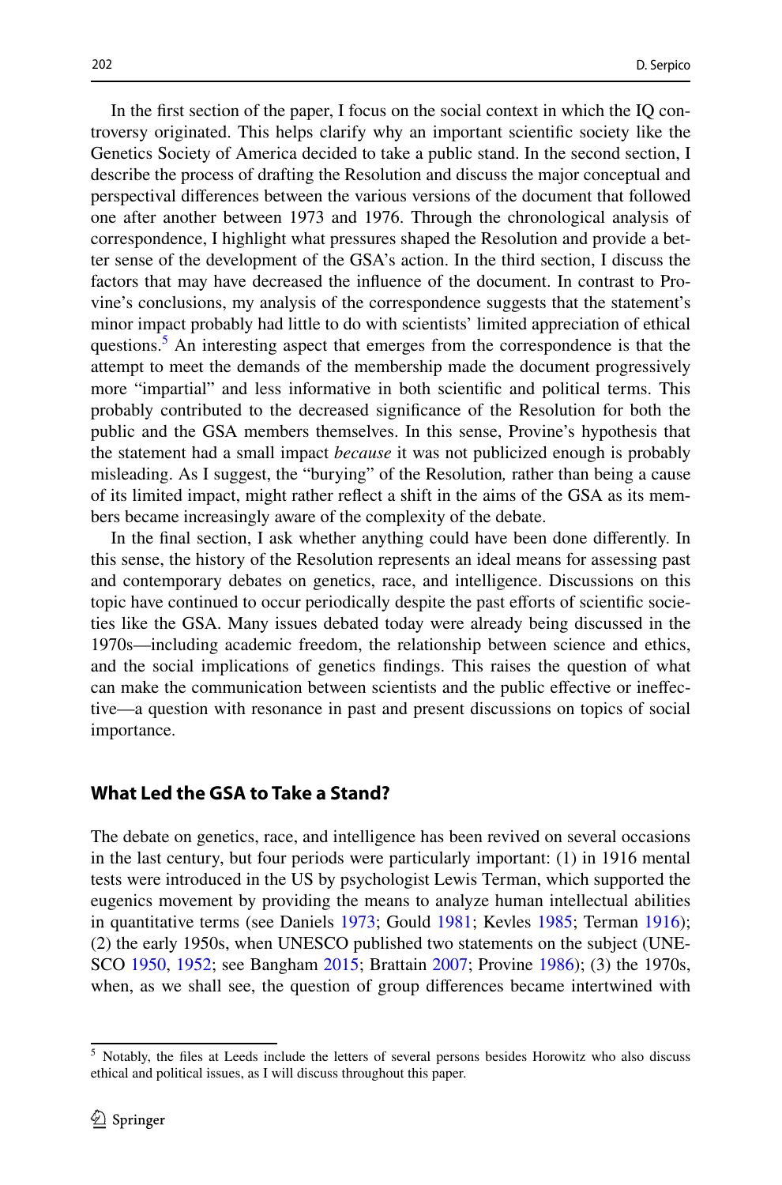In the first section of the paper, I focus on the social context in which the IQ controversy originated. This helps clarify why an important scientific society like the Genetics Society of America decided to take a public stand. In the second section, I describe the process of drafting the Resolution and discuss the major conceptual and perspectival differences between the various versions of the document that followed one after another between 1973 and 1976. Through the chronological analysis of correspondence, I highlight what pressures shaped the Resolution and provide a better sense of the development of the GSA's action. In the third section, I discuss the factors that may have decreased the influence of the document. In contrast to Provine's conclusions, my analysis of the correspondence suggests that the statement's minor impact probably had little to do with scientists' limited appreciation of ethical questions.[5] An interesting aspect that emerges from the correspondence is that the attempt to meet the demands of the membership made the document progressively more "impartial" and less informative in both scientific and political terms. This probably contributed to the decreased significance of the Resolution for both the public and the GSA members themselves. In this sense, Provine's hypothesis that the statement had a small impact *because* it was not publicized enough is probably misleading. As I suggest, the "burying" of the Resolution, rather than being a cause of its limited impact, might rather reflect a shift in the aims of the GSA as its members became increasingly aware of the complexity of the debate.

In the final section, I ask whether anything could have been done differently. In this sense, the history of the Resolution represents an ideal means for assessing past and contemporary debates on genetics, race, and intelligence. Discussions on this topic have continued to occur periodically despite the past efforts of scientific societies like the GSA. Many issues debated today were already being discussed in the 1970s—including academic freedom, the relationship between science and ethics, and the social implications of genetics findings. This raises the question of what can make the communication between scientists and the public effective or ineffective—a question with resonance in past and present discussions on topics of social importance.

## What Led the GSA to Take a Stand?

The debate on genetics, race, and intelligence has been revived on several occasions in the last century, but four periods were particularly important: (1) in 1916 mental tests were introduced in the US by psychologist Lewis Terman, which supported the eugenics movement by providing the means to analyze human intellectual abilities in quantitative terms (see Daniels 1973; Gould 1981; Kevles 1985; Terman 1916); (2) the early 1950s, when UNESCO published two statements on the subject (UNESCO 1950, 1952; see Bangham 2015; Brattain 2007; Provine 1986); (3) the 1970s, when, as we shall see, the question of group differences became intertwined with

[5] Notably, the files at Leeds include the letters of several persons besides Horowitz who also discuss ethical and political issues, as I will discuss throughout this paper.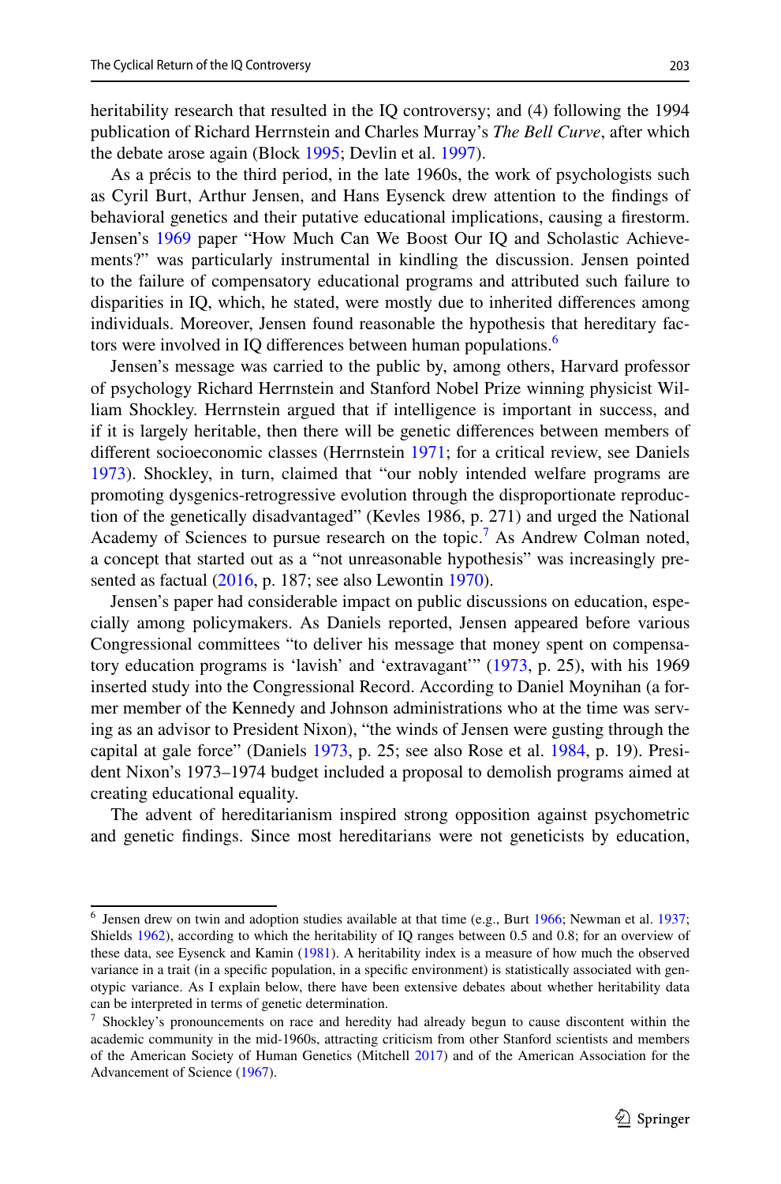heritability research that resulted in the IQ controversy; and (4) following the 1994 publication of Richard Herrnstein and Charles Murray's *The Bell Curve*, after which the debate arose again (Block 1995; Devlin et al. 1997).

As a précis to the third period, in the late 1960s, the work of psychologists such as Cyril Burt, Arthur Jensen, and Hans Eysenck drew attention to the findings of behavioral genetics and their putative educational implications, causing a firestorm. Jensen's 1969 paper "How Much Can We Boost Our IQ and Scholastic Achievements?" was particularly instrumental in kindling the discussion. Jensen pointed to the failure of compensatory educational programs and attributed such failure to disparities in IQ, which, he stated, were mostly due to inherited differences among individuals. Moreover, Jensen found reasonable the hypothesis that hereditary factors were involved in IQ differences between human populations.[6]

Jensen's message was carried to the public by, among others, Harvard professor of psychology Richard Herrnstein and Stanford Nobel Prize winning physicist William Shockley. Herrnstein argued that if intelligence is important in success, and if it is largely heritable, then there will be genetic differences between members of different socioeconomic classes (Herrnstein 1971; for a critical review, see Daniels 1973). Shockley, in turn, claimed that "our nobly intended welfare programs are promoting dysgenics-retrogressive evolution through the disproportionate reproduction of the genetically disadvantaged" (Kevles 1986, p. 271) and urged the National Academy of Sciences to pursue research on the topic.[7] As Andrew Colman noted, a concept that started out as a "not unreasonable hypothesis" was increasingly presented as factual (2016, p. 187; see also Lewontin 1970).

Jensen's paper had considerable impact on public discussions on education, especially among policymakers. As Daniels reported, Jensen appeared before various Congressional committees "to deliver his message that money spent on compensatory education programs is 'lavish' and 'extravagant'" (1973, p. 25), with his 1969 inserted study into the Congressional Record. According to Daniel Moynihan (a former member of the Kennedy and Johnson administrations who at the time was serving as an advisor to President Nixon), "the winds of Jensen were gusting through the capital at gale force" (Daniels 1973, p. 25; see also Rose et al. 1984, p. 19). President Nixon's 1973–1974 budget included a proposal to demolish programs aimed at creating educational equality.

The advent of hereditarianism inspired strong opposition against psychometric and genetic findings. Since most hereditarians were not geneticists by education,

---

[6] Jensen drew on twin and adoption studies available at that time (e.g., Burt 1966; Newman et al. 1937; Shields 1962), according to which the heritability of IQ ranges between 0.5 and 0.8; for an overview of these data, see Eysenck and Kamin (1981). A heritability index is a measure of how much the observed variance in a trait (in a specific population, in a specific environment) is statistically associated with genotypic variance. As I explain below, there have been extensive debates about whether heritability data can be interpreted in terms of genetic determination.

[7] Shockley's pronouncements on race and heredity had already begun to cause discontent within the academic community in the mid-1960s, attracting criticism from other Stanford scientists and members of the American Society of Human Genetics (Mitchell 2017) and of the American Association for the Advancement of Science (1967).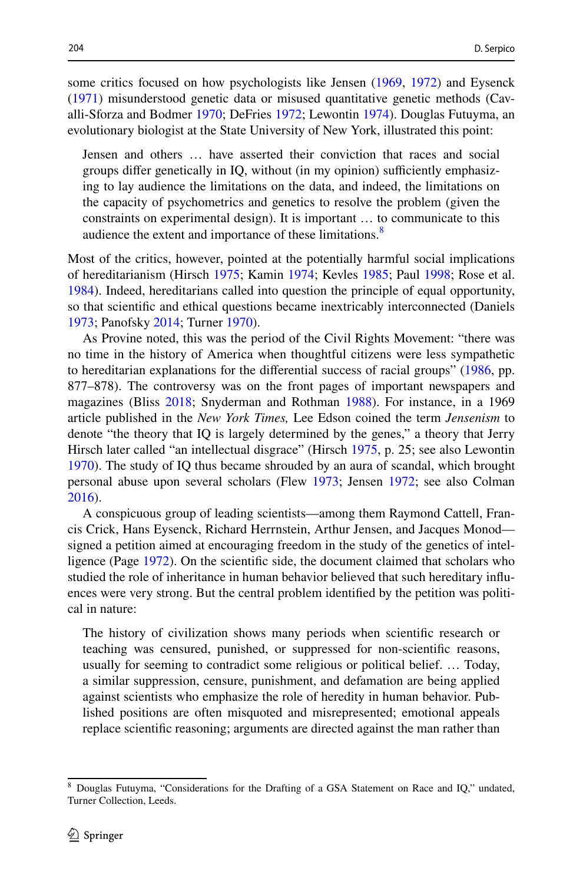some critics focused on how psychologists like Jensen (1969, 1972) and Eysenck (1971) misunderstood genetic data or misused quantitative genetic methods (Cavalli-Sforza and Bodmer 1970; DeFries 1972; Lewontin 1974). Douglas Futuyma, an evolutionary biologist at the State University of New York, illustrated this point:

> Jensen and others … have asserted their conviction that races and social groups differ genetically in IQ, without (in my opinion) sufficiently emphasizing to lay audience the limitations on the data, and indeed, the limitations on the capacity of psychometrics and genetics to resolve the problem (given the constraints on experimental design). It is important … to communicate to this audience the extent and importance of these limitations.[8]

Most of the critics, however, pointed at the potentially harmful social implications of hereditarianism (Hirsch 1975; Kamin 1974; Kevles 1985; Paul 1998; Rose et al. 1984). Indeed, hereditarians called into question the principle of equal opportunity, so that scientific and ethical questions became inextricably interconnected (Daniels 1973; Panofsky 2014; Turner 1970).

As Provine noted, this was the period of the Civil Rights Movement: "there was no time in the history of America when thoughtful citizens were less sympathetic to hereditarian explanations for the differential success of racial groups" (1986, pp. 877–878). The controversy was on the front pages of important newspapers and magazines (Bliss 2018; Snyderman and Rothman 1988). For instance, in a 1969 article published in the *New York Times,* Lee Edson coined the term *Jensenism* to denote "the theory that IQ is largely determined by the genes," a theory that Jerry Hirsch later called "an intellectual disgrace" (Hirsch 1975, p. 25; see also Lewontin 1970). The study of IQ thus became shrouded by an aura of scandal, which brought personal abuse upon several scholars (Flew 1973; Jensen 1972; see also Colman 2016).

A conspicuous group of leading scientists—among them Raymond Cattell, Francis Crick, Hans Eysenck, Richard Herrnstein, Arthur Jensen, and Jacques Monod—signed a petition aimed at encouraging freedom in the study of the genetics of intelligence (Page 1972). On the scientific side, the document claimed that scholars who studied the role of inheritance in human behavior believed that such hereditary influences were very strong. But the central problem identified by the petition was political in nature:

> The history of civilization shows many periods when scientific research or teaching was censured, punished, or suppressed for non-scientific reasons, usually for seeming to contradict some religious or political belief. … Today, a similar suppression, censure, punishment, and defamation are being applied against scientists who emphasize the role of heredity in human behavior. Published positions are often misquoted and misrepresented; emotional appeals replace scientific reasoning; arguments are directed against the man rather than

---

[8] Douglas Futuyma, "Considerations for the Drafting of a GSA Statement on Race and IQ," undated, Turner Collection, Leeds.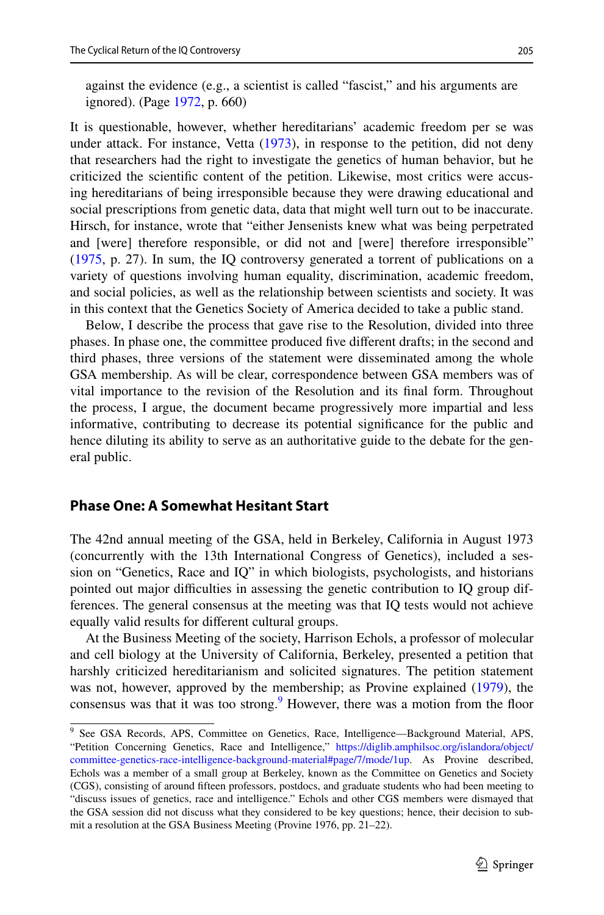against the evidence (e.g., a scientist is called "fascist," and his arguments are ignored). (Page 1972, p. 660)

It is questionable, however, whether hereditarians' academic freedom per se was under attack. For instance, Vetta (1973), in response to the petition, did not deny that researchers had the right to investigate the genetics of human behavior, but he criticized the scientific content of the petition. Likewise, most critics were accusing hereditarians of being irresponsible because they were drawing educational and social prescriptions from genetic data, data that might well turn out to be inaccurate. Hirsch, for instance, wrote that "either Jensenists knew what was being perpetrated and [were] therefore responsible, or did not and [were] therefore irresponsible" (1975, p. 27). In sum, the IQ controversy generated a torrent of publications on a variety of questions involving human equality, discrimination, academic freedom, and social policies, as well as the relationship between scientists and society. It was in this context that the Genetics Society of America decided to take a public stand.

Below, I describe the process that gave rise to the Resolution, divided into three phases. In phase one, the committee produced five different drafts; in the second and third phases, three versions of the statement were disseminated among the whole GSA membership. As will be clear, correspondence between GSA members was of vital importance to the revision of the Resolution and its final form. Throughout the process, I argue, the document became progressively more impartial and less informative, contributing to decrease its potential significance for the public and hence diluting its ability to serve as an authoritative guide to the debate for the general public.

## Phase One: A Somewhat Hesitant Start

The 42nd annual meeting of the GSA, held in Berkeley, California in August 1973 (concurrently with the 13th International Congress of Genetics), included a session on "Genetics, Race and IQ" in which biologists, psychologists, and historians pointed out major difficulties in assessing the genetic contribution to IQ group differences. The general consensus at the meeting was that IQ tests would not achieve equally valid results for different cultural groups.

At the Business Meeting of the society, Harrison Echols, a professor of molecular and cell biology at the University of California, Berkeley, presented a petition that harshly criticized hereditarianism and solicited signatures. The petition statement was not, however, approved by the membership; as Provine explained (1979), the consensus was that it was too strong.[9] However, there was a motion from the floor

[9] See GSA Records, APS, Committee on Genetics, Race, Intelligence—Background Material, APS, "Petition Concerning Genetics, Race and Intelligence," https://diglib.amphilsoc.org/islandora/object/committee-genetics-race-intelligence-background-material#page/7/mode/1up. As Provine described, Echols was a member of a small group at Berkeley, known as the Committee on Genetics and Society (CGS), consisting of around fifteen professors, postdocs, and graduate students who had been meeting to "discuss issues of genetics, race and intelligence." Echols and other CGS members were dismayed that the GSA session did not discuss what they considered to be key questions; hence, their decision to submit a resolution at the GSA Business Meeting (Provine 1976, pp. 21–22).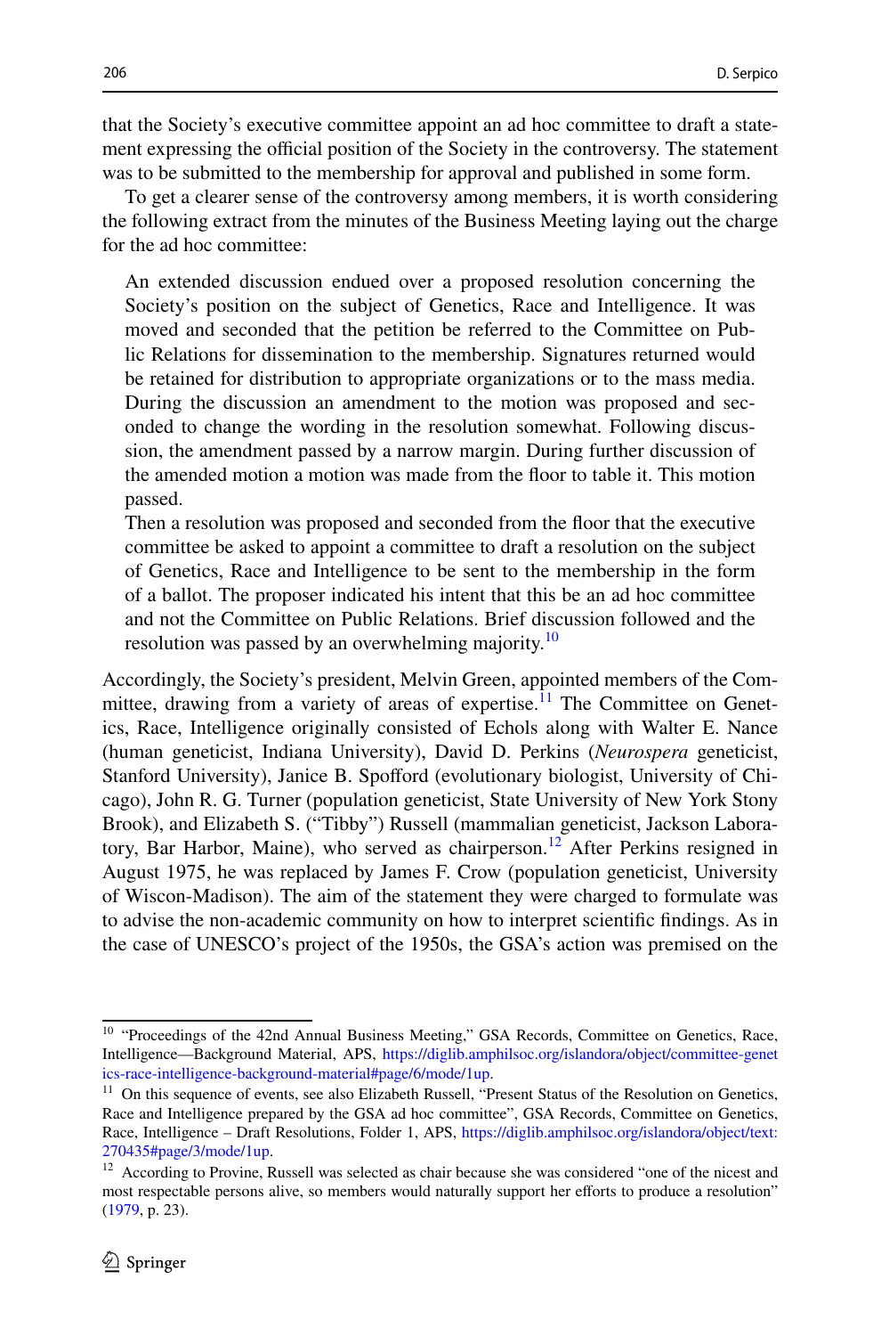that the Society's executive committee appoint an ad hoc committee to draft a statement expressing the official position of the Society in the controversy. The statement was to be submitted to the membership for approval and published in some form.

To get a clearer sense of the controversy among members, it is worth considering the following extract from the minutes of the Business Meeting laying out the charge for the ad hoc committee:

> An extended discussion endued over a proposed resolution concerning the Society's position on the subject of Genetics, Race and Intelligence. It was moved and seconded that the petition be referred to the Committee on Public Relations for dissemination to the membership. Signatures returned would be retained for distribution to appropriate organizations or to the mass media. During the discussion an amendment to the motion was proposed and seconded to change the wording in the resolution somewhat. Following discussion, the amendment passed by a narrow margin. During further discussion of the amended motion a motion was made from the floor to table it. This motion passed.
>
> Then a resolution was proposed and seconded from the floor that the executive committee be asked to appoint a committee to draft a resolution on the subject of Genetics, Race and Intelligence to be sent to the membership in the form of a ballot. The proposer indicated his intent that this be an ad hoc committee and not the Committee on Public Relations. Brief discussion followed and the resolution was passed by an overwhelming majority.[10]

Accordingly, the Society's president, Melvin Green, appointed members of the Committee, drawing from a variety of areas of expertise.[11] The Committee on Genetics, Race, Intelligence originally consisted of Echols along with Walter E. Nance (human geneticist, Indiana University), David D. Perkins (*Neurospora* geneticist, Stanford University), Janice B. Spofford (evolutionary biologist, University of Chicago), John R. G. Turner (population geneticist, State University of New York Stony Brook), and Elizabeth S. ("Tibby") Russell (mammalian geneticist, Jackson Laboratory, Bar Harbor, Maine), who served as chairperson.[12] After Perkins resigned in August 1975, he was replaced by James F. Crow (population geneticist, University of Wiscon-Madison). The aim of the statement they were charged to formulate was to advise the non-academic community on how to interpret scientific findings. As in the case of UNESCO's project of the 1950s, the GSA's action was premised on the

---

[10] "Proceedings of the 42nd Annual Business Meeting," GSA Records, Committee on Genetics, Race, Intelligence—Background Material, APS, https://diglib.amphilsoc.org/islandora/object/committee-genetics-race-intelligence-background-material#page/6/mode/1up.

[11] On this sequence of events, see also Elizabeth Russell, "Present Status of the Resolution on Genetics, Race and Intelligence prepared by the GSA ad hoc committee", GSA Records, Committee on Genetics, Race, Intelligence – Draft Resolutions, Folder 1, APS, https://diglib.amphilsoc.org/islandora/object/text:270435#page/3/mode/1up.

[12] According to Provine, Russell was selected as chair because she was considered "one of the nicest and most respectable persons alive, so members would naturally support her efforts to produce a resolution" (1979, p. 23).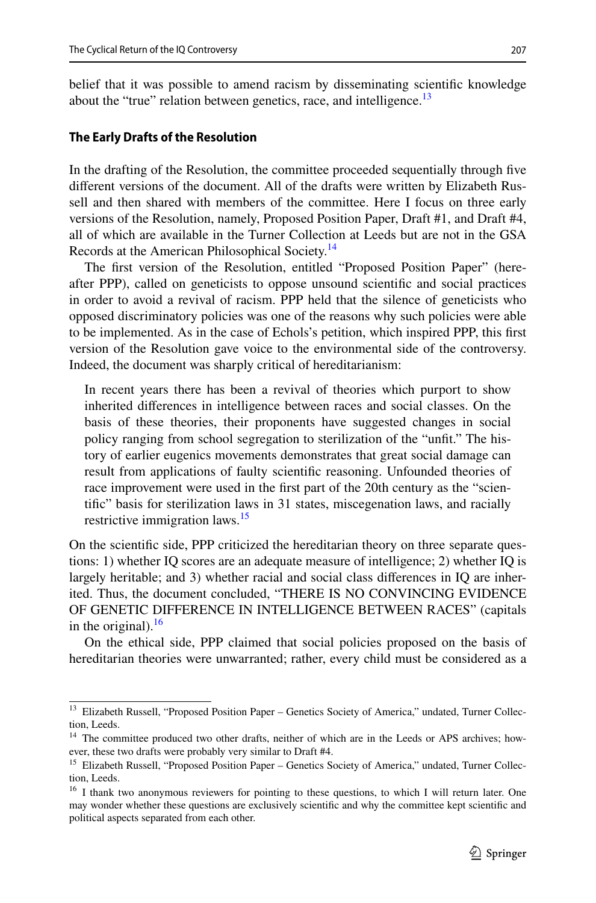belief that it was possible to amend racism by disseminating scientific knowledge about the "true" relation between genetics, race, and intelligence.[13]

### The Early Drafts of the Resolution

In the drafting of the Resolution, the committee proceeded sequentially through five different versions of the document. All of the drafts were written by Elizabeth Russell and then shared with members of the committee. Here I focus on three early versions of the Resolution, namely, Proposed Position Paper, Draft #1, and Draft #4, all of which are available in the Turner Collection at Leeds but are not in the GSA Records at the American Philosophical Society.[14]

The first version of the Resolution, entitled "Proposed Position Paper" (hereafter PPP), called on geneticists to oppose unsound scientific and social practices in order to avoid a revival of racism. PPP held that the silence of geneticists who opposed discriminatory policies was one of the reasons why such policies were able to be implemented. As in the case of Echols's petition, which inspired PPP, this first version of the Resolution gave voice to the environmental side of the controversy. Indeed, the document was sharply critical of hereditarianism:

> In recent years there has been a revival of theories which purport to show inherited differences in intelligence between races and social classes. On the basis of these theories, their proponents have suggested changes in social policy ranging from school segregation to sterilization of the "unfit." The history of earlier eugenics movements demonstrates that great social damage can result from applications of faulty scientific reasoning. Unfounded theories of race improvement were used in the first part of the 20th century as the "scientific" basis for sterilization laws in 31 states, miscegenation laws, and racially restrictive immigration laws.[15]

On the scientific side, PPP criticized the hereditarian theory on three separate questions: 1) whether IQ scores are an adequate measure of intelligence; 2) whether IQ is largely heritable; and 3) whether racial and social class differences in IQ are inherited. Thus, the document concluded, "THERE IS NO CONVINCING EVIDENCE OF GENETIC DIFFERENCE IN INTELLIGENCE BETWEEN RACES" (capitals in the original).[16]

On the ethical side, PPP claimed that social policies proposed on the basis of hereditarian theories were unwarranted; rather, every child must be considered as a

---

[13] Elizabeth Russell, "Proposed Position Paper – Genetics Society of America," undated, Turner Collection, Leeds.

[14] The committee produced two other drafts, neither of which are in the Leeds or APS archives; however, these two drafts were probably very similar to Draft #4.

[15] Elizabeth Russell, "Proposed Position Paper – Genetics Society of America," undated, Turner Collection, Leeds.

[16] I thank two anonymous reviewers for pointing to these questions, to which I will return later. One may wonder whether these questions are exclusively scientific and why the committee kept scientific and political aspects separated from each other.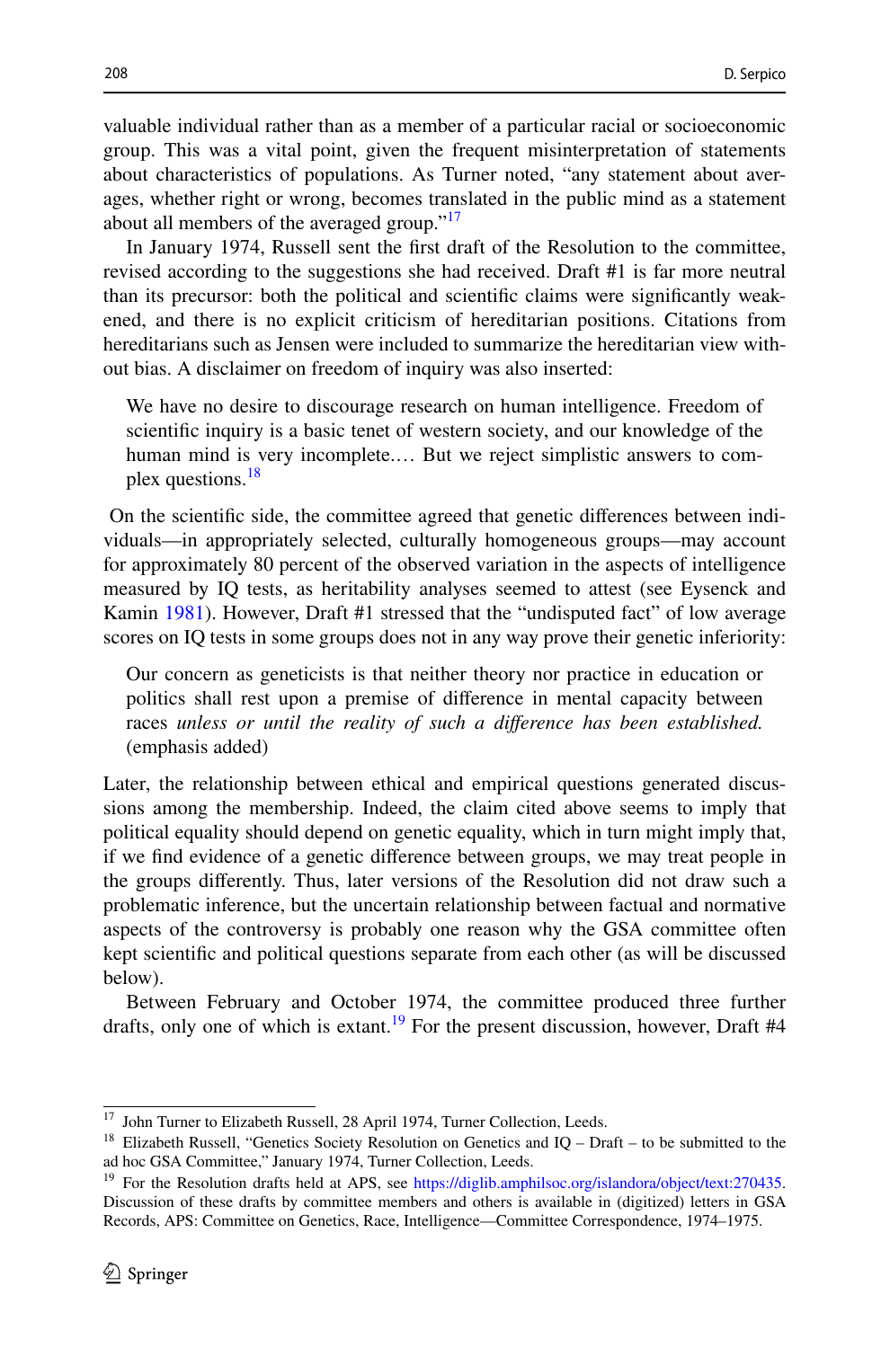valuable individual rather than as a member of a particular racial or socioeconomic group. This was a vital point, given the frequent misinterpretation of statements about characteristics of populations. As Turner noted, "any statement about averages, whether right or wrong, becomes translated in the public mind as a statement about all members of the averaged group."[17]

In January 1974, Russell sent the first draft of the Resolution to the committee, revised according to the suggestions she had received. Draft #1 is far more neutral than its precursor: both the political and scientific claims were significantly weakened, and there is no explicit criticism of hereditarian positions. Citations from hereditarians such as Jensen were included to summarize the hereditarian view without bias. A disclaimer on freedom of inquiry was also inserted:

> We have no desire to discourage research on human intelligence. Freedom of scientific inquiry is a basic tenet of western society, and our knowledge of the human mind is very incomplete.… But we reject simplistic answers to complex questions.[18]

On the scientific side, the committee agreed that genetic differences between individuals—in appropriately selected, culturally homogeneous groups—may account for approximately 80 percent of the observed variation in the aspects of intelligence measured by IQ tests, as heritability analyses seemed to attest (see Eysenck and Kamin 1981). However, Draft #1 stressed that the "undisputed fact" of low average scores on IQ tests in some groups does not in any way prove their genetic inferiority:

> Our concern as geneticists is that neither theory nor practice in education or politics shall rest upon a premise of difference in mental capacity between races *unless or until the reality of such a difference has been established.* (emphasis added)

Later, the relationship between ethical and empirical questions generated discussions among the membership. Indeed, the claim cited above seems to imply that political equality should depend on genetic equality, which in turn might imply that, if we find evidence of a genetic difference between groups, we may treat people in the groups differently. Thus, later versions of the Resolution did not draw such a problematic inference, but the uncertain relationship between factual and normative aspects of the controversy is probably one reason why the GSA committee often kept scientific and political questions separate from each other (as will be discussed below).

Between February and October 1974, the committee produced three further drafts, only one of which is extant.[19] For the present discussion, however, Draft #4

---

[17] John Turner to Elizabeth Russell, 28 April 1974, Turner Collection, Leeds.

[18] Elizabeth Russell, "Genetics Society Resolution on Genetics and IQ – Draft – to be submitted to the ad hoc GSA Committee," January 1974, Turner Collection, Leeds.

[19] For the Resolution drafts held at APS, see https://diglib.amphilsoc.org/islandora/object/text:270435. Discussion of these drafts by committee members and others is available in (digitized) letters in GSA Records, APS: Committee on Genetics, Race, Intelligence—Committee Correspondence, 1974–1975.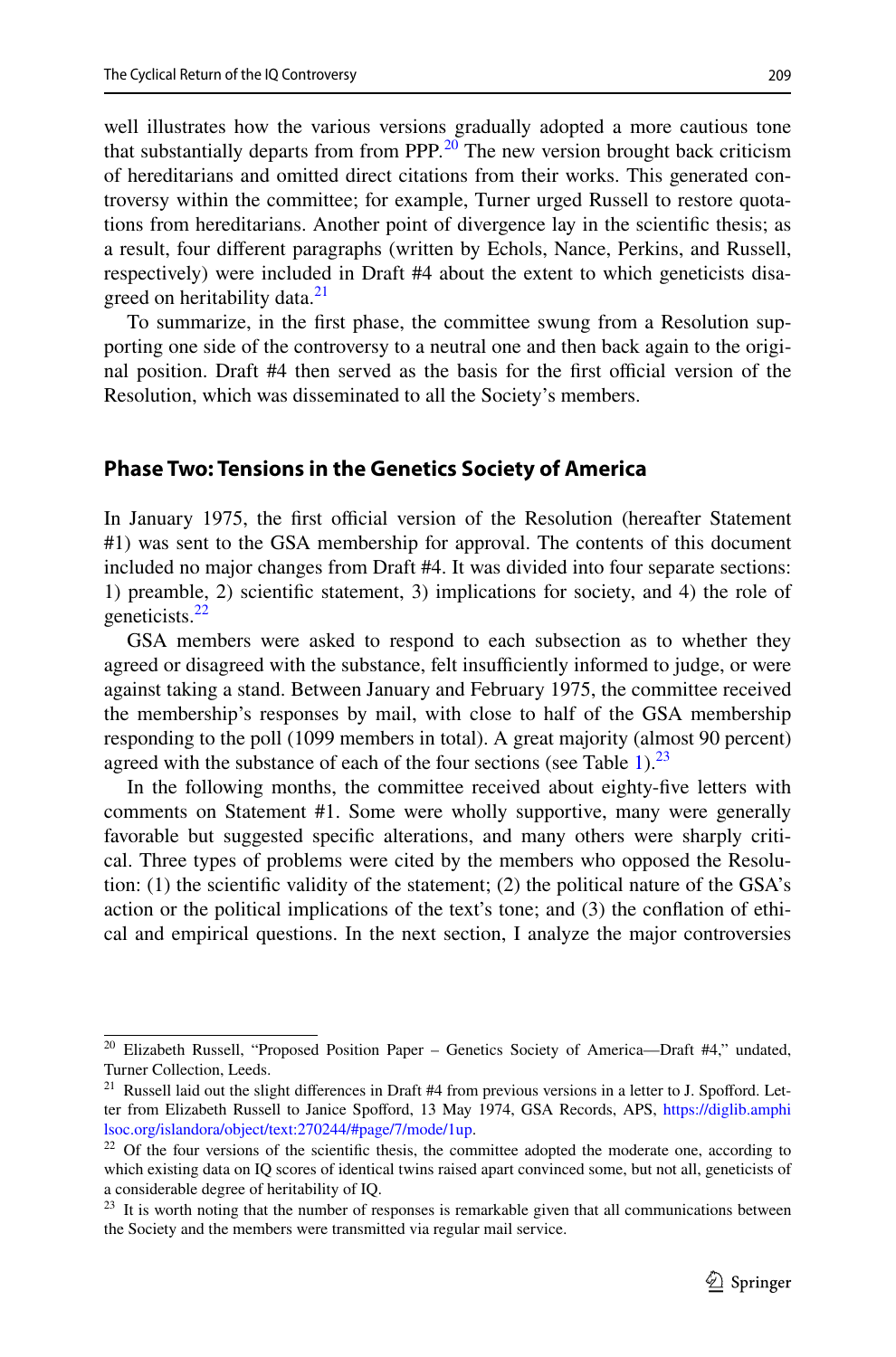well illustrates how the various versions gradually adopted a more cautious tone that substantially departs from from PPP.[20] The new version brought back criticism of hereditarians and omitted direct citations from their works. This generated controversy within the committee; for example, Turner urged Russell to restore quotations from hereditarians. Another point of divergence lay in the scientific thesis; as a result, four different paragraphs (written by Echols, Nance, Perkins, and Russell, respectively) were included in Draft #4 about the extent to which geneticists disagreed on heritability data.[21]

To summarize, in the first phase, the committee swung from a Resolution supporting one side of the controversy to a neutral one and then back again to the original position. Draft #4 then served as the basis for the first official version of the Resolution, which was disseminated to all the Society's members.

## Phase Two: Tensions in the Genetics Society of America

In January 1975, the first official version of the Resolution (hereafter Statement #1) was sent to the GSA membership for approval. The contents of this document included no major changes from Draft #4. It was divided into four separate sections: 1) preamble, 2) scientific statement, 3) implications for society, and 4) the role of geneticists.[22]

GSA members were asked to respond to each subsection as to whether they agreed or disagreed with the substance, felt insufficiently informed to judge, or were against taking a stand. Between January and February 1975, the committee received the membership's responses by mail, with close to half of the GSA membership responding to the poll (1099 members in total). A great majority (almost 90 percent) agreed with the substance of each of the four sections (see Table 1).[23]

In the following months, the committee received about eighty-five letters with comments on Statement #1. Some were wholly supportive, many were generally favorable but suggested specific alterations, and many others were sharply critical. Three types of problems were cited by the members who opposed the Resolution: (1) the scientific validity of the statement; (2) the political nature of the GSA's action or the political implications of the text's tone; and (3) the conflation of ethical and empirical questions. In the next section, I analyze the major controversies

---

[20] Elizabeth Russell, "Proposed Position Paper – Genetics Society of America—Draft #4," undated, Turner Collection, Leeds.

[21] Russell laid out the slight differences in Draft #4 from previous versions in a letter to J. Spofford. Letter from Elizabeth Russell to Janice Spofford, 13 May 1974, GSA Records, APS, https://diglib.amphilsoc.org/islandora/object/text:270244/#page/7/mode/1up.

[22] Of the four versions of the scientific thesis, the committee adopted the moderate one, according to which existing data on IQ scores of identical twins raised apart convinced some, but not all, geneticists of a considerable degree of heritability of IQ.

[23] It is worth noting that the number of responses is remarkable given that all communications between the Society and the members were transmitted via regular mail service.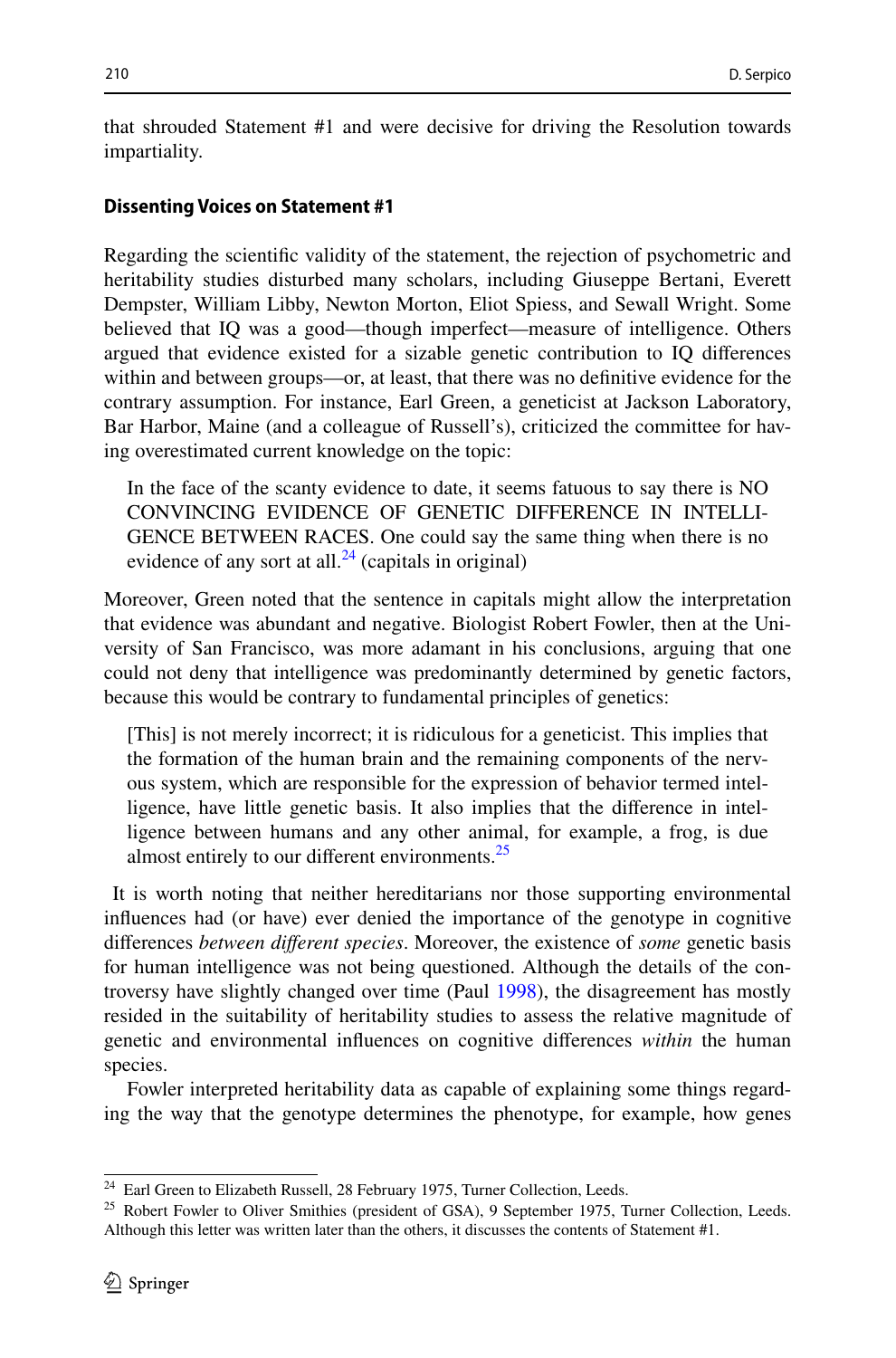that shrouded Statement #1 and were decisive for driving the Resolution towards impartiality.

### Dissenting Voices on Statement #1

Regarding the scientific validity of the statement, the rejection of psychometric and heritability studies disturbed many scholars, including Giuseppe Bertani, Everett Dempster, William Libby, Newton Morton, Eliot Spiess, and Sewall Wright. Some believed that IQ was a good—though imperfect—measure of intelligence. Others argued that evidence existed for a sizable genetic contribution to IQ differences within and between groups—or, at least, that there was no definitive evidence for the contrary assumption. For instance, Earl Green, a geneticist at Jackson Laboratory, Bar Harbor, Maine (and a colleague of Russell's), criticized the committee for having overestimated current knowledge on the topic:

> In the face of the scanty evidence to date, it seems fatuous to say there is NO CONVINCING EVIDENCE OF GENETIC DIFFERENCE IN INTELLIGENCE BETWEEN RACES. One could say the same thing when there is no evidence of any sort at all.[24] (capitals in original)

Moreover, Green noted that the sentence in capitals might allow the interpretation that evidence was abundant and negative. Biologist Robert Fowler, then at the University of San Francisco, was more adamant in his conclusions, arguing that one could not deny that intelligence was predominantly determined by genetic factors, because this would be contrary to fundamental principles of genetics:

> [This] is not merely incorrect; it is ridiculous for a geneticist. This implies that the formation of the human brain and the remaining components of the nervous system, which are responsible for the expression of behavior termed intelligence, have little genetic basis. It also implies that the difference in intelligence between humans and any other animal, for example, a frog, is due almost entirely to our different environments.[25]

It is worth noting that neither hereditarians nor those supporting environmental influences had (or have) ever denied the importance of the genotype in cognitive differences *between different species*. Moreover, the existence of *some* genetic basis for human intelligence was not being questioned. Although the details of the controversy have slightly changed over time (Paul 1998), the disagreement has mostly resided in the suitability of heritability studies to assess the relative magnitude of genetic and environmental influences on cognitive differences *within* the human species.

Fowler interpreted heritability data as capable of explaining some things regarding the way that the genotype determines the phenotype, for example, how genes

---

[24] Earl Green to Elizabeth Russell, 28 February 1975, Turner Collection, Leeds.

[25] Robert Fowler to Oliver Smithies (president of GSA), 9 September 1975, Turner Collection, Leeds. Although this letter was written later than the others, it discusses the contents of Statement #1.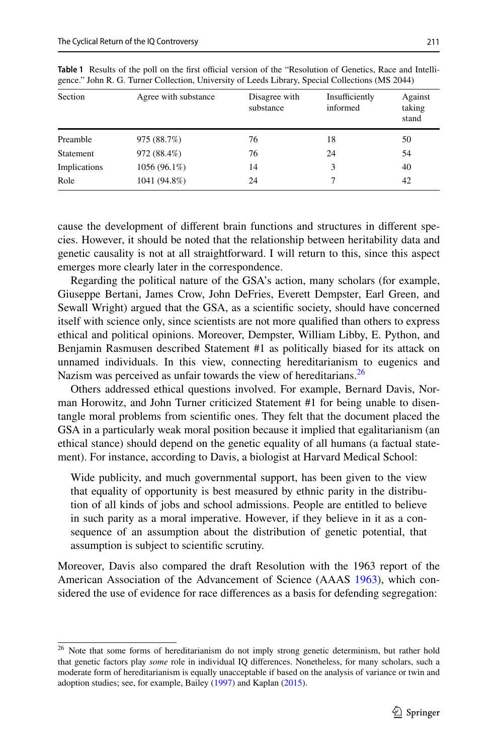**Table 1** Results of the poll on the first official version of the "Resolution of Genetics, Race and Intelligence." John R. G. Turner Collection, University of Leeds Library, Special Collections (MS 2044)

| Section | Agree with substance | Disagree with substance | Insufficiently informed | Against taking stand |
|---|---|---|---|---|
| Preamble | 975 (88.7%) | 76 | 18 | 50 |
| Statement | 972 (88.4%) | 76 | 24 | 54 |
| Implications | 1056 (96.1%) | 14 | 3 | 40 |
| Role | 1041 (94.8%) | 24 | 7 | 42 |

cause the development of different brain functions and structures in different species. However, it should be noted that the relationship between heritability data and genetic causality is not at all straightforward. I will return to this, since this aspect emerges more clearly later in the correspondence.

Regarding the political nature of the GSA's action, many scholars (for example, Giuseppe Bertani, James Crow, John DeFries, Everett Dempster, Earl Green, and Sewall Wright) argued that the GSA, as a scientific society, should have concerned itself with science only, since scientists are not more qualified than others to express ethical and political opinions. Moreover, Dempster, William Libby, E. Python, and Benjamin Rasmusen described Statement #1 as politically biased for its attack on unnamed individuals. In this view, connecting hereditarianism to eugenics and Nazism was perceived as unfair towards the view of hereditarians.[26]

Others addressed ethical questions involved. For example, Bernard Davis, Norman Horowitz, and John Turner criticized Statement #1 for being unable to disentangle moral problems from scientific ones. They felt that the document placed the GSA in a particularly weak moral position because it implied that egalitarianism (an ethical stance) should depend on the genetic equality of all humans (a factual statement). For instance, according to Davis, a biologist at Harvard Medical School:

> Wide publicity, and much governmental support, has been given to the view that equality of opportunity is best measured by ethnic parity in the distribution of all kinds of jobs and school admissions. People are entitled to believe in such parity as a moral imperative. However, if they believe in it as a consequence of an assumption about the distribution of genetic potential, that assumption is subject to scientific scrutiny.

Moreover, Davis also compared the draft Resolution with the 1963 report of the American Association of the Advancement of Science (AAAS 1963), which considered the use of evidence for race differences as a basis for defending segregation:

[26] Note that some forms of hereditarianism do not imply strong genetic determinism, but rather hold that genetic factors play *some* role in individual IQ differences. Nonetheless, for many scholars, such a moderate form of hereditarianism is equally unacceptable if based on the analysis of variance or twin and adoption studies; see, for example, Bailey (1997) and Kaplan (2015).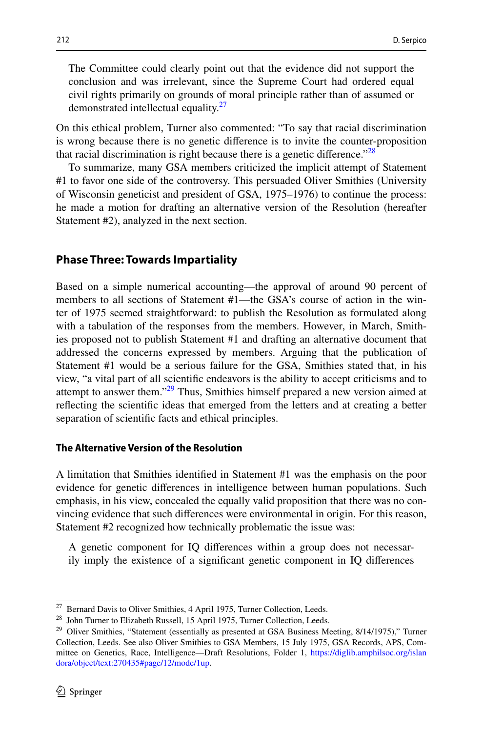> The Committee could clearly point out that the evidence did not support the conclusion and was irrelevant, since the Supreme Court had ordered equal civil rights primarily on grounds of moral principle rather than of assumed or demonstrated intellectual equality.[27]

On this ethical problem, Turner also commented: "To say that racial discrimination is wrong because there is no genetic difference is to invite the counter-proposition that racial discrimination is right because there is a genetic difference."[28]

To summarize, many GSA members criticized the implicit attempt of Statement #1 to favor one side of the controversy. This persuaded Oliver Smithies (University of Wisconsin geneticist and president of GSA, 1975–1976) to continue the process: he made a motion for drafting an alternative version of the Resolution (hereafter Statement #2), analyzed in the next section.

## Phase Three: Towards Impartiality

Based on a simple numerical accounting—the approval of around 90 percent of members to all sections of Statement #1—the GSA's course of action in the winter of 1975 seemed straightforward: to publish the Resolution as formulated along with a tabulation of the responses from the members. However, in March, Smithies proposed not to publish Statement #1 and drafting an alternative document that addressed the concerns expressed by members. Arguing that the publication of Statement #1 would be a serious failure for the GSA, Smithies stated that, in his view, "a vital part of all scientific endeavors is the ability to accept criticisms and to attempt to answer them."[29] Thus, Smithies himself prepared a new version aimed at reflecting the scientific ideas that emerged from the letters and at creating a better separation of scientific facts and ethical principles.

### The Alternative Version of the Resolution

A limitation that Smithies identified in Statement #1 was the emphasis on the poor evidence for genetic differences in intelligence between human populations. Such emphasis, in his view, concealed the equally valid proposition that there was no convincing evidence that such differences were environmental in origin. For this reason, Statement #2 recognized how technically problematic the issue was:

> A genetic component for IQ differences within a group does not necessarily imply the existence of a significant genetic component in IQ differences

---

[27] Bernard Davis to Oliver Smithies, 4 April 1975, Turner Collection, Leeds.

[28] John Turner to Elizabeth Russell, 15 April 1975, Turner Collection, Leeds.

[29] Oliver Smithies, "Statement (essentially as presented at GSA Business Meeting, 8/14/1975)," Turner Collection, Leeds. See also Oliver Smithies to GSA Members, 15 July 1975, GSA Records, APS, Committee on Genetics, Race, Intelligence—Draft Resolutions, Folder 1, https://diglib.amphilsoc.org/islandora/object/text:270435#page/12/mode/1up.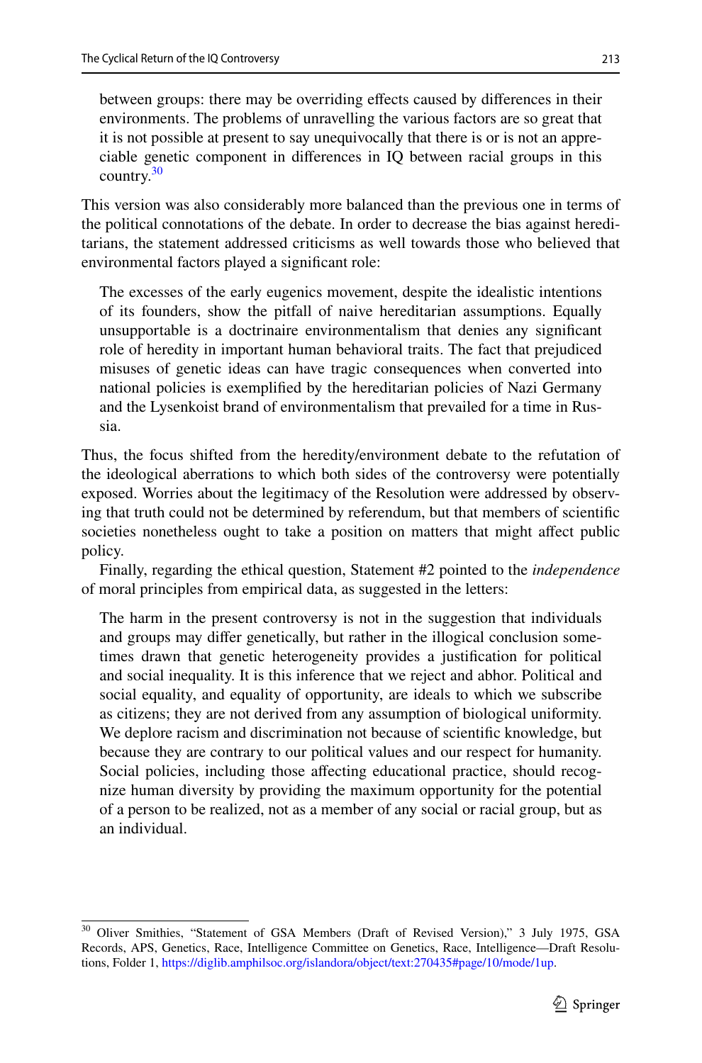> between groups: there may be overriding effects caused by differences in their environments. The problems of unravelling the various factors are so great that it is not possible at present to say unequivocally that there is or is not an appreciable genetic component in differences in IQ between racial groups in this country.[30]

This version was also considerably more balanced than the previous one in terms of the political connotations of the debate. In order to decrease the bias against hereditarians, the statement addressed criticisms as well towards those who believed that environmental factors played a significant role:

> The excesses of the early eugenics movement, despite the idealistic intentions of its founders, show the pitfall of naive hereditarian assumptions. Equally unsupportable is a doctrinaire environmentalism that denies any significant role of heredity in important human behavioral traits. The fact that prejudiced misuses of genetic ideas can have tragic consequences when converted into national policies is exemplified by the hereditarian policies of Nazi Germany and the Lysenkoist brand of environmentalism that prevailed for a time in Russia.

Thus, the focus shifted from the heredity/environment debate to the refutation of the ideological aberrations to which both sides of the controversy were potentially exposed. Worries about the legitimacy of the Resolution were addressed by observing that truth could not be determined by referendum, but that members of scientific societies nonetheless ought to take a position on matters that might affect public policy.

Finally, regarding the ethical question, Statement #2 pointed to the *independence* of moral principles from empirical data, as suggested in the letters:

> The harm in the present controversy is not in the suggestion that individuals and groups may differ genetically, but rather in the illogical conclusion sometimes drawn that genetic heterogeneity provides a justification for political and social inequality. It is this inference that we reject and abhor. Political and social equality, and equality of opportunity, are ideals to which we subscribe as citizens; they are not derived from any assumption of biological uniformity. We deplore racism and discrimination not because of scientific knowledge, but because they are contrary to our political values and our respect for humanity. Social policies, including those affecting educational practice, should recognize human diversity by providing the maximum opportunity for the potential of a person to be realized, not as a member of any social or racial group, but as an individual.

---

[30] Oliver Smithies, "Statement of GSA Members (Draft of Revised Version)," 3 July 1975, GSA Records, APS, Genetics, Race, Intelligence Committee on Genetics, Race, Intelligence—Draft Resolutions, Folder 1, https://diglib.amphilsoc.org/islandora/object/text:270435#page/10/mode/1up.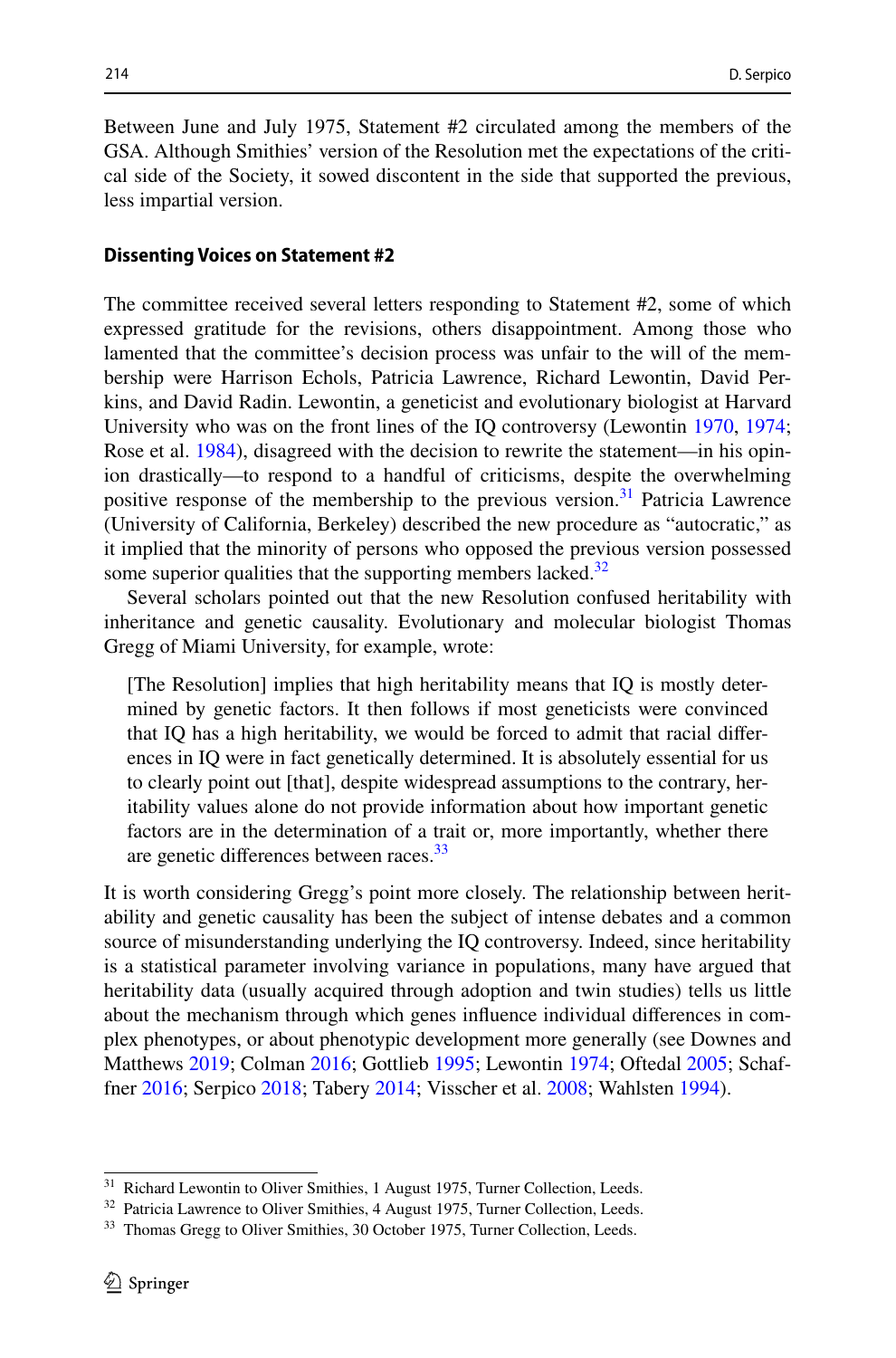Between June and July 1975, Statement #2 circulated among the members of the GSA. Although Smithies' version of the Resolution met the expectations of the critical side of the Society, it sowed discontent in the side that supported the previous, less impartial version.

### Dissenting Voices on Statement #2

The committee received several letters responding to Statement #2, some of which expressed gratitude for the revisions, others disappointment. Among those who lamented that the committee's decision process was unfair to the will of the membership were Harrison Echols, Patricia Lawrence, Richard Lewontin, David Perkins, and David Radin. Lewontin, a geneticist and evolutionary biologist at Harvard University who was on the front lines of the IQ controversy (Lewontin 1970, 1974; Rose et al. 1984), disagreed with the decision to rewrite the statement—in his opinion drastically—to respond to a handful of criticisms, despite the overwhelming positive response of the membership to the previous version.[31] Patricia Lawrence (University of California, Berkeley) described the new procedure as "autocratic," as it implied that the minority of persons who opposed the previous version possessed some superior qualities that the supporting members lacked.[32]

Several scholars pointed out that the new Resolution confused heritability with inheritance and genetic causality. Evolutionary and molecular biologist Thomas Gregg of Miami University, for example, wrote:

> [The Resolution] implies that high heritability means that IQ is mostly determined by genetic factors. It then follows if most geneticists were convinced that IQ has a high heritability, we would be forced to admit that racial differences in IQ were in fact genetically determined. It is absolutely essential for us to clearly point out [that], despite widespread assumptions to the contrary, heritability values alone do not provide information about how important genetic factors are in the determination of a trait or, more importantly, whether there are genetic differences between races.[33]

It is worth considering Gregg's point more closely. The relationship between heritability and genetic causality has been the subject of intense debates and a common source of misunderstanding underlying the IQ controversy. Indeed, since heritability is a statistical parameter involving variance in populations, many have argued that heritability data (usually acquired through adoption and twin studies) tells us little about the mechanism through which genes influence individual differences in complex phenotypes, or about phenotypic development more generally (see Downes and Matthews 2019; Colman 2016; Gottlieb 1995; Lewontin 1974; Oftedal 2005; Schaffner 2016; Serpico 2018; Tabery 2014; Visscher et al. 2008; Wahlsten 1994).

---

[31] Richard Lewontin to Oliver Smithies, 1 August 1975, Turner Collection, Leeds.

[32] Patricia Lawrence to Oliver Smithies, 4 August 1975, Turner Collection, Leeds.

[33] Thomas Gregg to Oliver Smithies, 30 October 1975, Turner Collection, Leeds.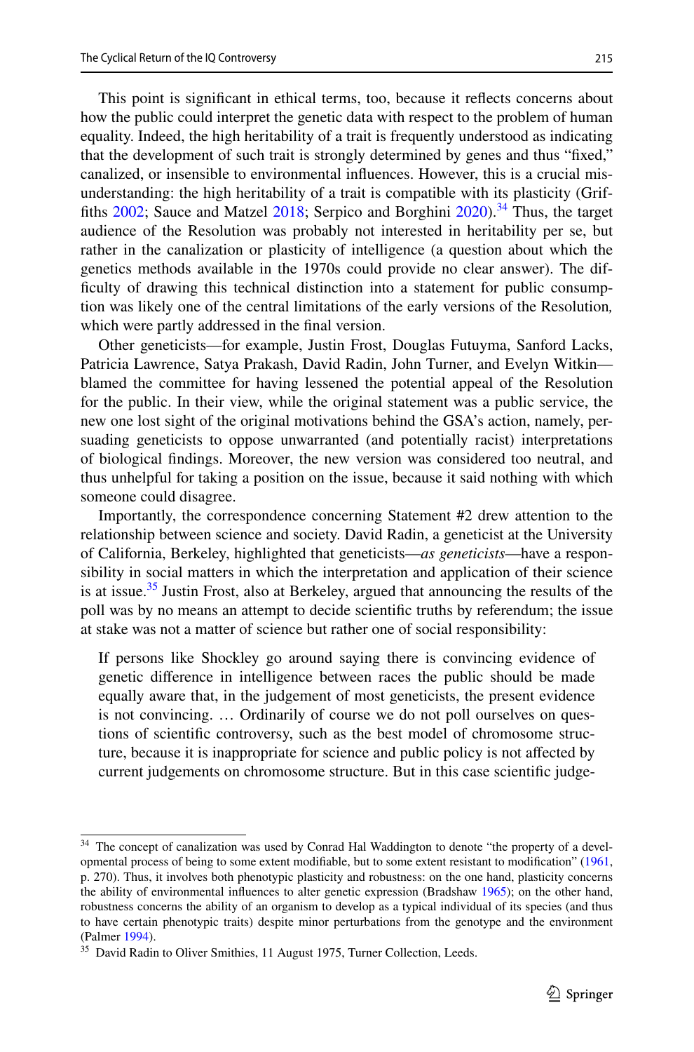This point is significant in ethical terms, too, because it reflects concerns about how the public could interpret the genetic data with respect to the problem of human equality. Indeed, the high heritability of a trait is frequently understood as indicating that the development of such trait is strongly determined by genes and thus "fixed," canalized, or insensible to environmental influences. However, this is a crucial misunderstanding: the high heritability of a trait is compatible with its plasticity (Griffiths 2002; Sauce and Matzel 2018; Serpico and Borghini 2020).[34] Thus, the target audience of the Resolution was probably not interested in heritability per se, but rather in the canalization or plasticity of intelligence (a question about which the genetics methods available in the 1970s could provide no clear answer). The difficulty of drawing this technical distinction into a statement for public consumption was likely one of the central limitations of the early versions of the Resolution*,* which were partly addressed in the final version.

Other geneticists—for example, Justin Frost, Douglas Futuyma, Sanford Lacks, Patricia Lawrence, Satya Prakash, David Radin, John Turner, and Evelyn Witkin—blamed the committee for having lessened the potential appeal of the Resolution for the public. In their view, while the original statement was a public service, the new one lost sight of the original motivations behind the GSA's action, namely, persuading geneticists to oppose unwarranted (and potentially racist) interpretations of biological findings. Moreover, the new version was considered too neutral, and thus unhelpful for taking a position on the issue, because it said nothing with which someone could disagree.

Importantly, the correspondence concerning Statement #2 drew attention to the relationship between science and society. David Radin, a geneticist at the University of California, Berkeley, highlighted that geneticists—*as geneticists*—have a responsibility in social matters in which the interpretation and application of their science is at issue.[35] Justin Frost, also at Berkeley, argued that announcing the results of the poll was by no means an attempt to decide scientific truths by referendum; the issue at stake was not a matter of science but rather one of social responsibility:

> If persons like Shockley go around saying there is convincing evidence of genetic difference in intelligence between races the public should be made equally aware that, in the judgement of most geneticists, the present evidence is not convincing. … Ordinarily of course we do not poll ourselves on questions of scientific controversy, such as the best model of chromosome structure, because it is inappropriate for science and public policy is not affected by current judgements on chromosome structure. But in this case scientific judge-

[34] The concept of canalization was used by Conrad Hal Waddington to denote "the property of a developmental process of being to some extent modifiable, but to some extent resistant to modification" (1961, p. 270). Thus, it involves both phenotypic plasticity and robustness: on the one hand, plasticity concerns the ability of environmental influences to alter genetic expression (Bradshaw 1965); on the other hand, robustness concerns the ability of an organism to develop as a typical individual of its species (and thus to have certain phenotypic traits) despite minor perturbations from the genotype and the environment (Palmer 1994).

[35] David Radin to Oliver Smithies, 11 August 1975, Turner Collection, Leeds.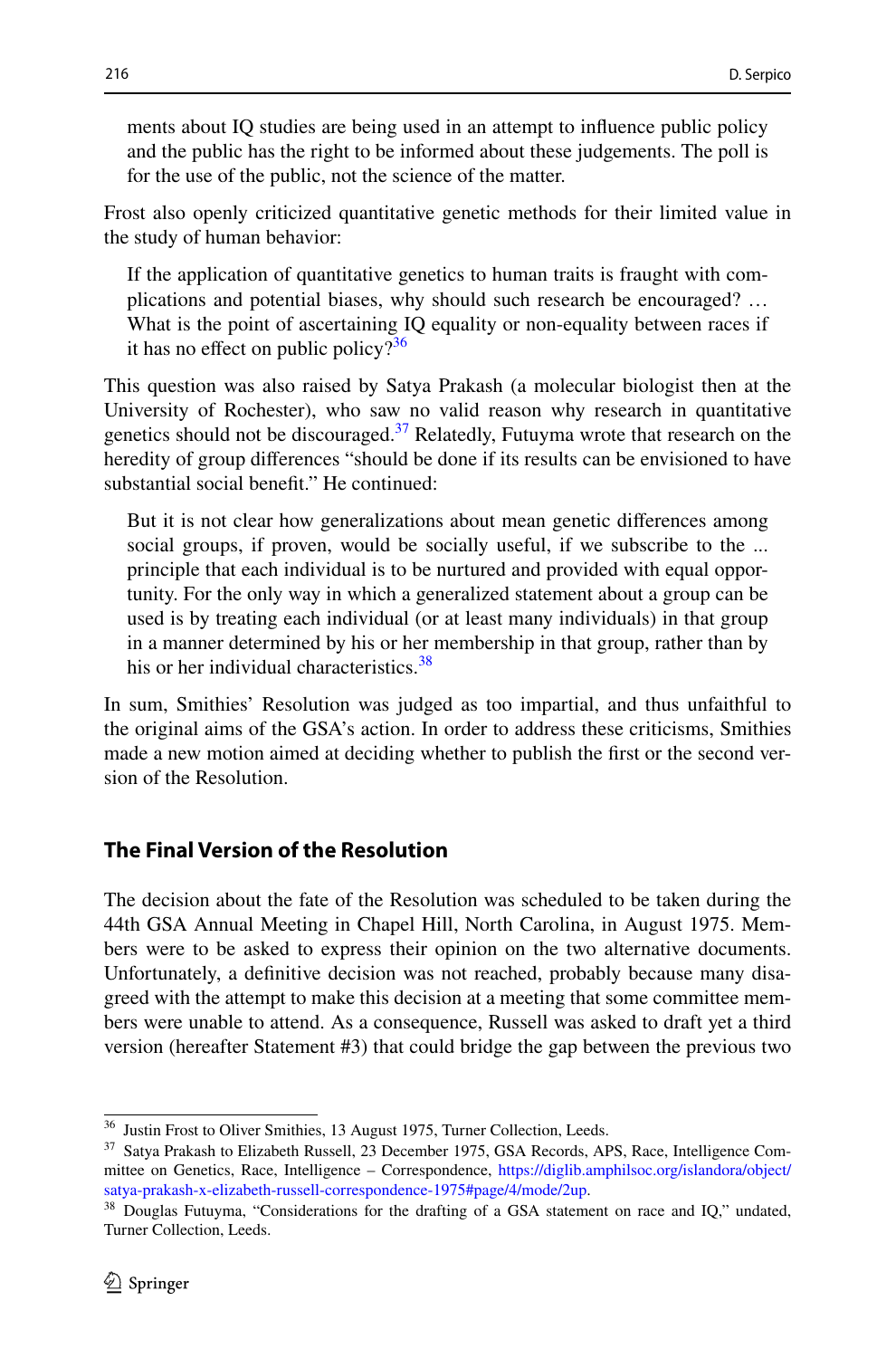ments about IQ studies are being used in an attempt to influence public policy and the public has the right to be informed about these judgements. The poll is for the use of the public, not the science of the matter.

Frost also openly criticized quantitative genetic methods for their limited value in the study of human behavior:

> If the application of quantitative genetics to human traits is fraught with complications and potential biases, why should such research be encouraged? … What is the point of ascertaining IQ equality or non-equality between races if it has no effect on public policy?[36]

This question was also raised by Satya Prakash (a molecular biologist then at the University of Rochester), who saw no valid reason why research in quantitative genetics should not be discouraged.[37] Relatedly, Futuyma wrote that research on the heredity of group differences "should be done if its results can be envisioned to have substantial social benefit." He continued:

> But it is not clear how generalizations about mean genetic differences among social groups, if proven, would be socially useful, if we subscribe to the ... principle that each individual is to be nurtured and provided with equal opportunity. For the only way in which a generalized statement about a group can be used is by treating each individual (or at least many individuals) in that group in a manner determined by his or her membership in that group, rather than by his or her individual characteristics.[38]

In sum, Smithies' Resolution was judged as too impartial, and thus unfaithful to the original aims of the GSA's action. In order to address these criticisms, Smithies made a new motion aimed at deciding whether to publish the first or the second version of the Resolution.

## The Final Version of the Resolution

The decision about the fate of the Resolution was scheduled to be taken during the 44th GSA Annual Meeting in Chapel Hill, North Carolina, in August 1975. Members were to be asked to express their opinion on the two alternative documents. Unfortunately, a definitive decision was not reached, probably because many disagreed with the attempt to make this decision at a meeting that some committee members were unable to attend. As a consequence, Russell was asked to draft yet a third version (hereafter Statement #3) that could bridge the gap between the previous two

---

[36] Justin Frost to Oliver Smithies, 13 August 1975, Turner Collection, Leeds.

[37] Satya Prakash to Elizabeth Russell, 23 December 1975, GSA Records, APS, Race, Intelligence Committee on Genetics, Race, Intelligence – Correspondence, https://diglib.amphilsoc.org/islandora/object/satya-prakash-x-elizabeth-russell-correspondence-1975#page/4/mode/2up.

[38] Douglas Futuyma, "Considerations for the drafting of a GSA statement on race and IQ," undated, Turner Collection, Leeds.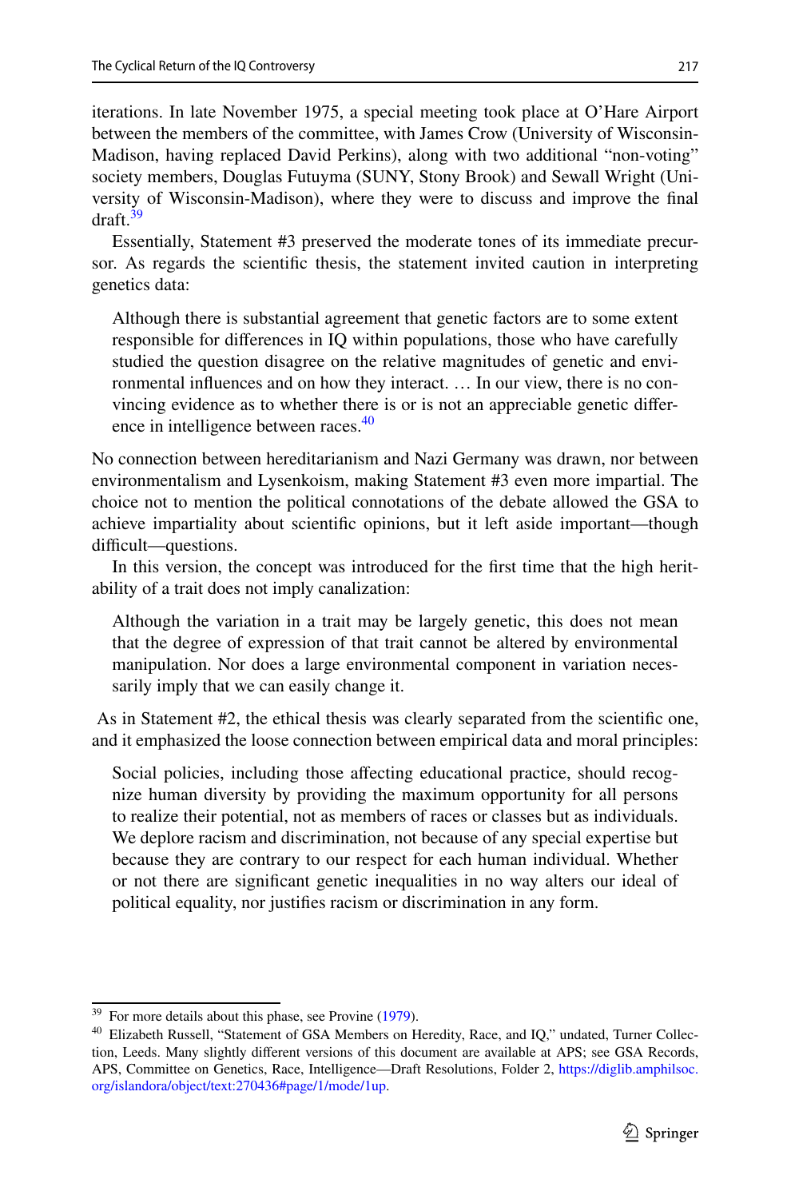iterations. In late November 1975, a special meeting took place at O'Hare Airport between the members of the committee, with James Crow (University of Wisconsin-Madison, having replaced David Perkins), along with two additional "non-voting" society members, Douglas Futuyma (SUNY, Stony Brook) and Sewall Wright (University of Wisconsin-Madison), where they were to discuss and improve the final draft.[39]

Essentially, Statement #3 preserved the moderate tones of its immediate precursor. As regards the scientific thesis, the statement invited caution in interpreting genetics data:

> Although there is substantial agreement that genetic factors are to some extent responsible for differences in IQ within populations, those who have carefully studied the question disagree on the relative magnitudes of genetic and environmental influences and on how they interact. … In our view, there is no convincing evidence as to whether there is or is not an appreciable genetic difference in intelligence between races.[40]

No connection between hereditarianism and Nazi Germany was drawn, nor between environmentalism and Lysenkoism, making Statement #3 even more impartial. The choice not to mention the political connotations of the debate allowed the GSA to achieve impartiality about scientific opinions, but it left aside important—though difficult—questions.

In this version, the concept was introduced for the first time that the high heritability of a trait does not imply canalization:

> Although the variation in a trait may be largely genetic, this does not mean that the degree of expression of that trait cannot be altered by environmental manipulation. Nor does a large environmental component in variation necessarily imply that we can easily change it.

As in Statement #2, the ethical thesis was clearly separated from the scientific one, and it emphasized the loose connection between empirical data and moral principles:

> Social policies, including those affecting educational practice, should recognize human diversity by providing the maximum opportunity for all persons to realize their potential, not as members of races or classes but as individuals. We deplore racism and discrimination, not because of any special expertise but because they are contrary to our respect for each human individual. Whether or not there are significant genetic inequalities in no way alters our ideal of political equality, nor justifies racism or discrimination in any form.

---

[39] For more details about this phase, see Provine (1979).

[40] Elizabeth Russell, "Statement of GSA Members on Heredity, Race, and IQ," undated, Turner Collection, Leeds. Many slightly different versions of this document are available at APS; see GSA Records, APS, Committee on Genetics, Race, Intelligence—Draft Resolutions, Folder 2, https://diglib.amphilsoc.org/islandora/object/text:270436#page/1/mode/1up.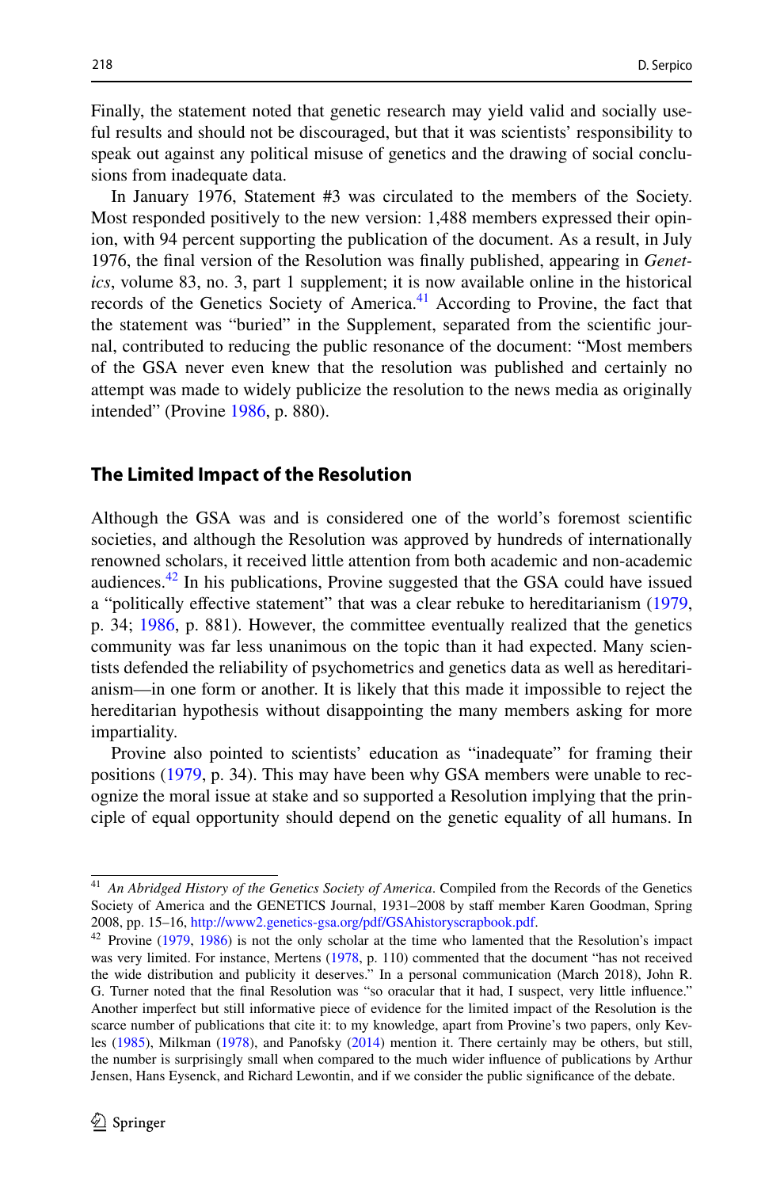Finally, the statement noted that genetic research may yield valid and socially useful results and should not be discouraged, but that it was scientists' responsibility to speak out against any political misuse of genetics and the drawing of social conclusions from inadequate data.

In January 1976, Statement #3 was circulated to the members of the Society. Most responded positively to the new version: 1,488 members expressed their opinion, with 94 percent supporting the publication of the document. As a result, in July 1976, the final version of the Resolution was finally published, appearing in *Genetics*, volume 83, no. 3, part 1 supplement; it is now available online in the historical records of the Genetics Society of America.[41] According to Provine, the fact that the statement was "buried" in the Supplement, separated from the scientific journal, contributed to reducing the public resonance of the document: "Most members of the GSA never even knew that the resolution was published and certainly no attempt was made to widely publicize the resolution to the news media as originally intended" (Provine 1986, p. 880).

## The Limited Impact of the Resolution

Although the GSA was and is considered one of the world's foremost scientific societies, and although the Resolution was approved by hundreds of internationally renowned scholars, it received little attention from both academic and non-academic audiences.[42] In his publications, Provine suggested that the GSA could have issued a "politically effective statement" that was a clear rebuke to hereditarianism (1979, p. 34; 1986, p. 881). However, the committee eventually realized that the genetics community was far less unanimous on the topic than it had expected. Many scientists defended the reliability of psychometrics and genetics data as well as hereditarianism—in one form or another. It is likely that this made it impossible to reject the hereditarian hypothesis without disappointing the many members asking for more impartiality.

Provine also pointed to scientists' education as "inadequate" for framing their positions (1979, p. 34). This may have been why GSA members were unable to recognize the moral issue at stake and so supported a Resolution implying that the principle of equal opportunity should depend on the genetic equality of all humans. In

---

[41] *An Abridged History of the Genetics Society of America*. Compiled from the Records of the Genetics Society of America and the GENETICS Journal, 1931–2008 by staff member Karen Goodman, Spring 2008, pp. 15–16, http://www2.genetics-gsa.org/pdf/GSAhistoryscrapbook.pdf.

[42] Provine (1979, 1986) is not the only scholar at the time who lamented that the Resolution's impact was very limited. For instance, Mertens (1978, p. 110) commented that the document "has not received the wide distribution and publicity it deserves." In a personal communication (March 2018), John R. G. Turner noted that the final Resolution was "so oracular that it had, I suspect, very little influence." Another imperfect but still informative piece of evidence for the limited impact of the Resolution is the scarce number of publications that cite it: to my knowledge, apart from Provine's two papers, only Kevles (1985), Milkman (1978), and Panofsky (2014) mention it. There certainly may be others, but still, the number is surprisingly small when compared to the much wider influence of publications by Arthur Jensen, Hans Eysenck, and Richard Lewontin, and if we consider the public significance of the debate.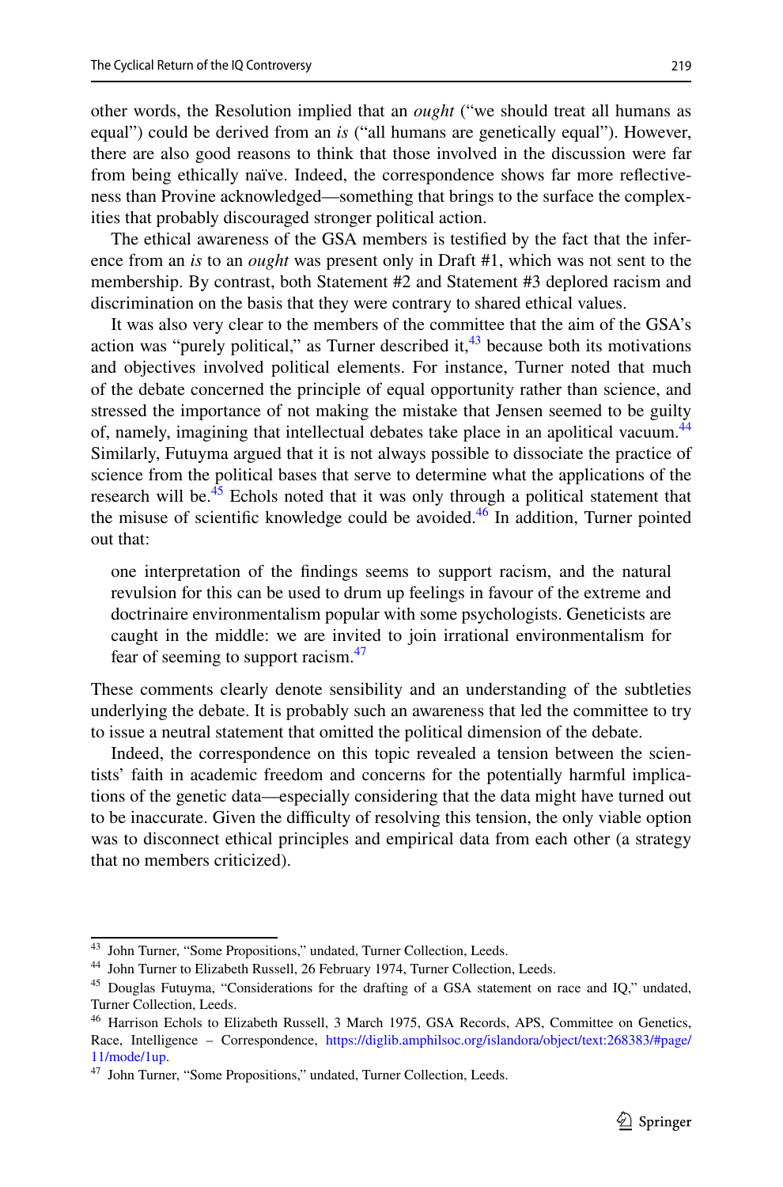other words, the Resolution implied that an *ought* ("we should treat all humans as equal") could be derived from an *is* ("all humans are genetically equal"). However, there are also good reasons to think that those involved in the discussion were far from being ethically naïve. Indeed, the correspondence shows far more reflectiveness than Provine acknowledged—something that brings to the surface the complexities that probably discouraged stronger political action.

The ethical awareness of the GSA members is testified by the fact that the inference from an *is* to an *ought* was present only in Draft #1, which was not sent to the membership. By contrast, both Statement #2 and Statement #3 deplored racism and discrimination on the basis that they were contrary to shared ethical values.

It was also very clear to the members of the committee that the aim of the GSA's action was "purely political," as Turner described it,[43] because both its motivations and objectives involved political elements. For instance, Turner noted that much of the debate concerned the principle of equal opportunity rather than science, and stressed the importance of not making the mistake that Jensen seemed to be guilty of, namely, imagining that intellectual debates take place in an apolitical vacuum.[44] Similarly, Futuyma argued that it is not always possible to dissociate the practice of science from the political bases that serve to determine what the applications of the research will be.[45] Echols noted that it was only through a political statement that the misuse of scientific knowledge could be avoided.[46] In addition, Turner pointed out that:

> one interpretation of the findings seems to support racism, and the natural revulsion for this can be used to drum up feelings in favour of the extreme and doctrinaire environmentalism popular with some psychologists. Geneticists are caught in the middle: we are invited to join irrational environmentalism for fear of seeming to support racism.[47]

These comments clearly denote sensibility and an understanding of the subtleties underlying the debate. It is probably such an awareness that led the committee to try to issue a neutral statement that omitted the political dimension of the debate.

Indeed, the correspondence on this topic revealed a tension between the scientists' faith in academic freedom and concerns for the potentially harmful implications of the genetic data—especially considering that the data might have turned out to be inaccurate. Given the difficulty of resolving this tension, the only viable option was to disconnect ethical principles and empirical data from each other (a strategy that no members criticized).

---

[43] John Turner, "Some Propositions," undated, Turner Collection, Leeds.

[44] John Turner to Elizabeth Russell, 26 February 1974, Turner Collection, Leeds.

[45] Douglas Futuyma, "Considerations for the drafting of a GSA statement on race and IQ," undated, Turner Collection, Leeds.

[46] Harrison Echols to Elizabeth Russell, 3 March 1975, GSA Records, APS, Committee on Genetics, Race, Intelligence – Correspondence, https://diglib.amphilsoc.org/islandora/object/text:268383/#page/11/mode/1up.

[47] John Turner, "Some Propositions," undated, Turner Collection, Leeds.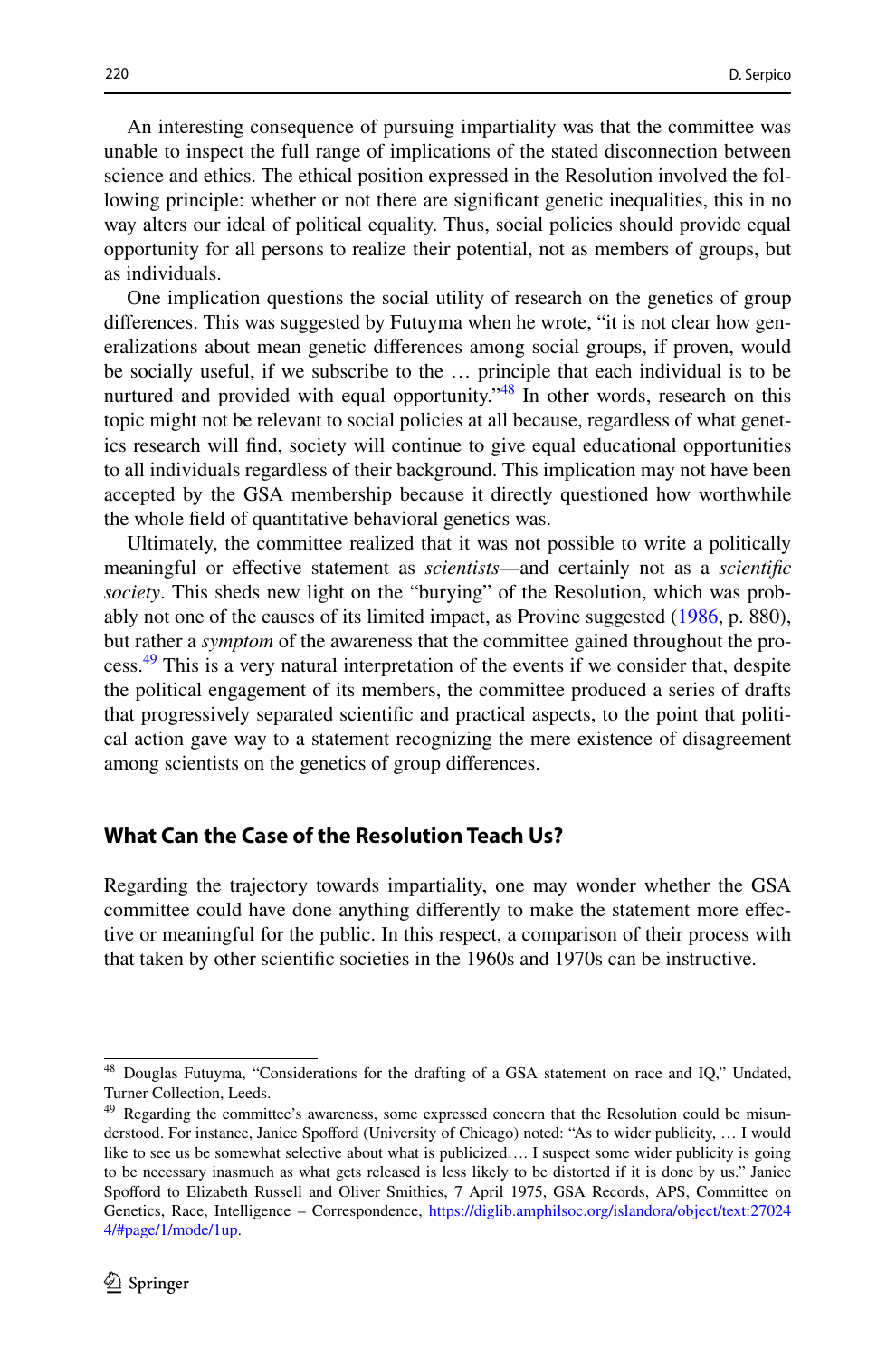An interesting consequence of pursuing impartiality was that the committee was unable to inspect the full range of implications of the stated disconnection between science and ethics. The ethical position expressed in the Resolution involved the following principle: whether or not there are significant genetic inequalities, this in no way alters our ideal of political equality. Thus, social policies should provide equal opportunity for all persons to realize their potential, not as members of groups, but as individuals.

One implication questions the social utility of research on the genetics of group differences. This was suggested by Futuyma when he wrote, "it is not clear how generalizations about mean genetic differences among social groups, if proven, would be socially useful, if we subscribe to the … principle that each individual is to be nurtured and provided with equal opportunity."[48] In other words, research on this topic might not be relevant to social policies at all because, regardless of what genetics research will find, society will continue to give equal educational opportunities to all individuals regardless of their background. This implication may not have been accepted by the GSA membership because it directly questioned how worthwhile the whole field of quantitative behavioral genetics was.

Ultimately, the committee realized that it was not possible to write a politically meaningful or effective statement as *scientists*—and certainly not as a *scientific society*. This sheds new light on the "burying" of the Resolution, which was probably not one of the causes of its limited impact, as Provine suggested (1986, p. 880), but rather a *symptom* of the awareness that the committee gained throughout the process.[49] This is a very natural interpretation of the events if we consider that, despite the political engagement of its members, the committee produced a series of drafts that progressively separated scientific and practical aspects, to the point that political action gave way to a statement recognizing the mere existence of disagreement among scientists on the genetics of group differences.

## What Can the Case of the Resolution Teach Us?

Regarding the trajectory towards impartiality, one may wonder whether the GSA committee could have done anything differently to make the statement more effective or meaningful for the public. In this respect, a comparison of their process with that taken by other scientific societies in the 1960s and 1970s can be instructive.

---

[48] Douglas Futuyma, "Considerations for the drafting of a GSA statement on race and IQ," Undated, Turner Collection, Leeds.

[49] Regarding the committee's awareness, some expressed concern that the Resolution could be misunderstood. For instance, Janice Spofford (University of Chicago) noted: "As to wider publicity, … I would like to see us be somewhat selective about what is publicized…. I suspect some wider publicity is going to be necessary inasmuch as what gets released is less likely to be distorted if it is done by us." Janice Spofford to Elizabeth Russell and Oliver Smithies, 7 April 1975, GSA Records, APS, Committee on Genetics, Race, Intelligence – Correspondence, https://diglib.amphilsoc.org/islandora/object/text:270244/#page/1/mode/1up.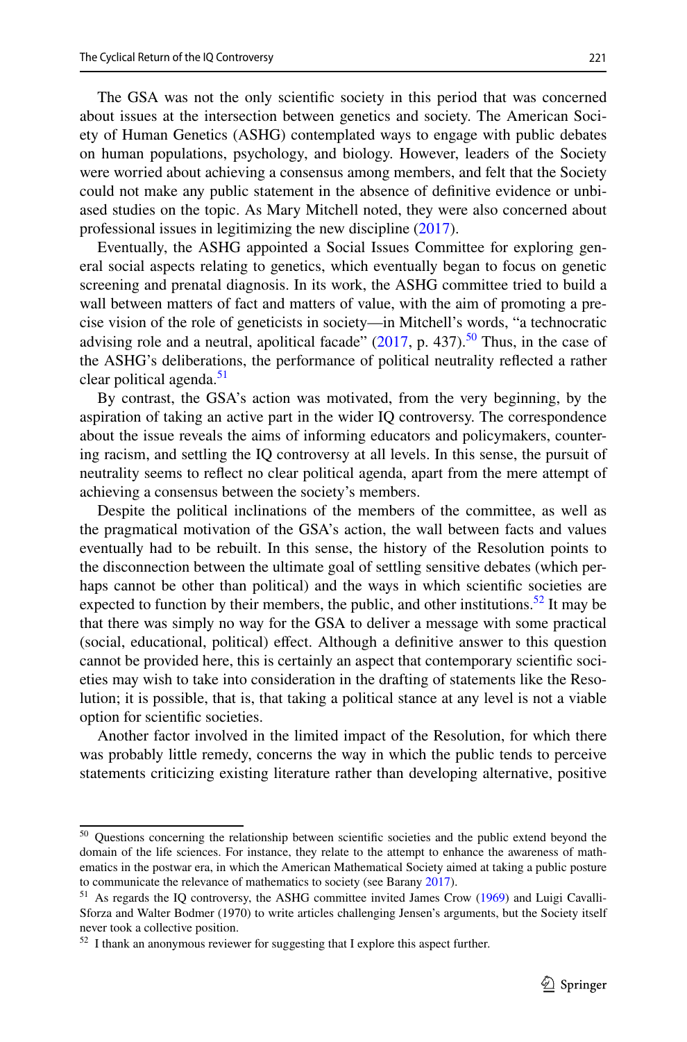The GSA was not the only scientific society in this period that was concerned about issues at the intersection between genetics and society. The American Society of Human Genetics (ASHG) contemplated ways to engage with public debates on human populations, psychology, and biology. However, leaders of the Society were worried about achieving a consensus among members, and felt that the Society could not make any public statement in the absence of definitive evidence or unbiased studies on the topic. As Mary Mitchell noted, they were also concerned about professional issues in legitimizing the new discipline (2017).

Eventually, the ASHG appointed a Social Issues Committee for exploring general social aspects relating to genetics, which eventually began to focus on genetic screening and prenatal diagnosis. In its work, the ASHG committee tried to build a wall between matters of fact and matters of value, with the aim of promoting a precise vision of the role of geneticists in society—in Mitchell's words, "a technocratic advising role and a neutral, apolitical facade" (2017, p. 437).[50] Thus, in the case of the ASHG's deliberations, the performance of political neutrality reflected a rather clear political agenda.[51]

By contrast, the GSA's action was motivated, from the very beginning, by the aspiration of taking an active part in the wider IQ controversy. The correspondence about the issue reveals the aims of informing educators and policymakers, countering racism, and settling the IQ controversy at all levels. In this sense, the pursuit of neutrality seems to reflect no clear political agenda, apart from the mere attempt of achieving a consensus between the society's members.

Despite the political inclinations of the members of the committee, as well as the pragmatic motivation of the GSA's action, the wall between facts and values eventually had to be rebuilt. In this sense, the history of the Resolution points to the disconnection between the ultimate goal of settling sensitive debates (which perhaps cannot be other than political) and the ways in which scientific societies are expected to function by their members, the public, and other institutions.[52] It may be that there was simply no way for the GSA to deliver a message with some practical (social, educational, political) effect. Although a definitive answer to this question cannot be provided here, this is certainly an aspect that contemporary scientific societies may wish to take into consideration in the drafting of statements like the Resolution; it is possible, that is, that taking a political stance at any level is not a viable option for scientific societies.

Another factor involved in the limited impact of the Resolution, for which there was probably little remedy, concerns the way in which the public tends to perceive statements criticizing existing literature rather than developing alternative, positive

---

[50] Questions concerning the relationship between scientific societies and the public extend beyond the domain of the life sciences. For instance, they relate to the attempt to enhance the awareness of mathematics in the postwar era, in which the American Mathematical Society aimed at taking a public posture to communicate the relevance of mathematics to society (see Barany 2017).

[51] As regards the IQ controversy, the ASHG committee invited James Crow (1969) and Luigi Cavalli-Sforza and Walter Bodmer (1970) to write articles challenging Jensen's arguments, but the Society itself never took a collective position.

[52] I thank an anonymous reviewer for suggesting that I explore this aspect further.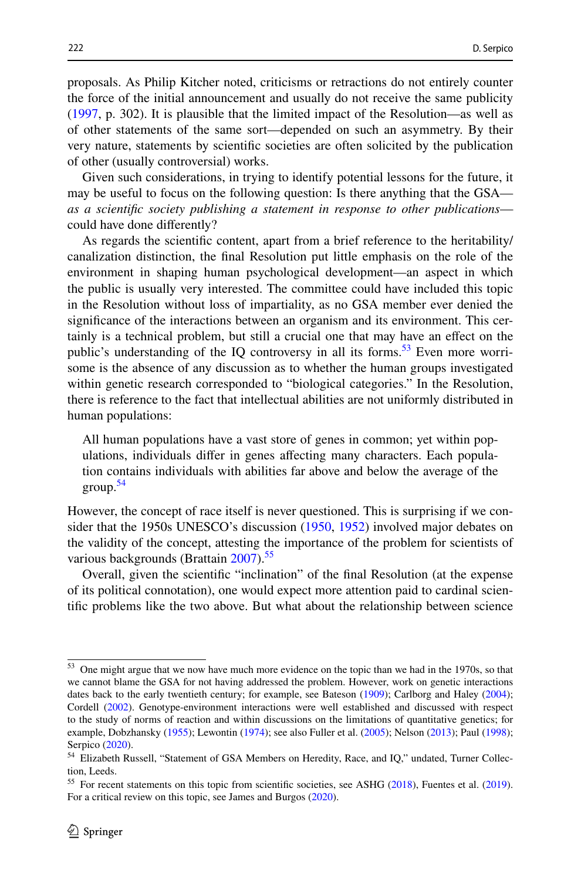proposals. As Philip Kitcher noted, criticisms or retractions do not entirely counter the force of the initial announcement and usually do not receive the same publicity (1997, p. 302). It is plausible that the limited impact of the Resolution—as well as of other statements of the same sort—depended on such an asymmetry. By their very nature, statements by scientific societies are often solicited by the publication of other (usually controversial) works.

Given such considerations, in trying to identify potential lessons for the future, it may be useful to focus on the following question: Is there anything that the GSA—*as a scientific society publishing a statement in response to other publications*—could have done differently?

As regards the scientific content, apart from a brief reference to the heritability/canalization distinction, the final Resolution put little emphasis on the role of the environment in shaping human psychological development—an aspect in which the public is usually very interested. The committee could have included this topic in the Resolution without loss of impartiality, as no GSA member ever denied the significance of the interactions between an organism and its environment. This certainly is a technical problem, but still a crucial one that may have an effect on the public's understanding of the IQ controversy in all its forms.[53] Even more worrisome is the absence of any discussion as to whether the human groups investigated within genetic research corresponded to "biological categories." In the Resolution, there is reference to the fact that intellectual abilities are not uniformly distributed in human populations:

> All human populations have a vast store of genes in common; yet within populations, individuals differ in genes affecting many characters. Each population contains individuals with abilities far above and below the average of the group.[54]

However, the concept of race itself is never questioned. This is surprising if we consider that the 1950s UNESCO's discussion (1950, 1952) involved major debates on the validity of the concept, attesting the importance of the problem for scientists of various backgrounds (Brattain 2007).[55]

Overall, given the scientific "inclination" of the final Resolution (at the expense of its political connotation), one would expect more attention paid to cardinal scientific problems like the two above. But what about the relationship between science

---

[53] One might argue that we now have much more evidence on the topic than we had in the 1970s, so that we cannot blame the GSA for not having addressed the problem. However, work on genetic interactions dates back to the early twentieth century; for example, see Bateson (1909); Carlborg and Haley (2004); Cordell (2002). Genotype-environment interactions were well established and discussed with respect to the study of norms of reaction and within discussions on the limitations of quantitative genetics; for example, Dobzhansky (1955); Lewontin (1974); see also Fuller et al. (2005); Nelson (2013); Paul (1998); Serpico (2020).

[54] Elizabeth Russell, "Statement of GSA Members on Heredity, Race, and IQ," undated, Turner Collection, Leeds.

[55] For recent statements on this topic from scientific societies, see ASHG (2018), Fuentes et al. (2019). For a critical review on this topic, see James and Burgos (2020).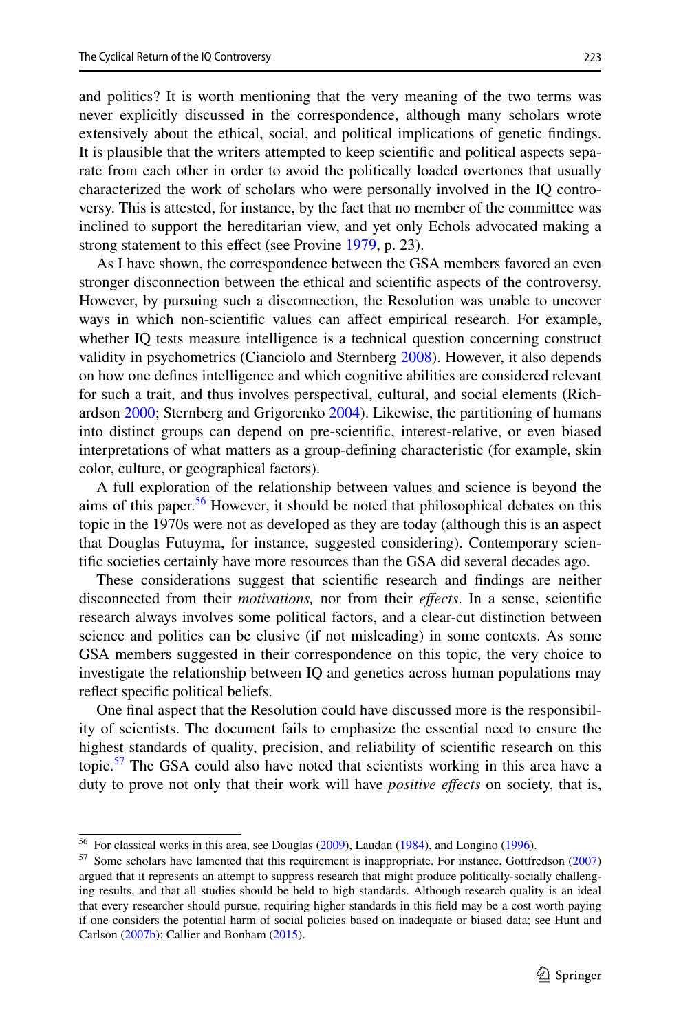and politics? It is worth mentioning that the very meaning of the two terms was never explicitly discussed in the correspondence, although many scholars wrote extensively about the ethical, social, and political implications of genetic findings. It is plausible that the writers attempted to keep scientific and political aspects separate from each other in order to avoid the politically loaded overtones that usually characterized the work of scholars who were personally involved in the IQ controversy. This is attested, for instance, by the fact that no member of the committee was inclined to support the hereditarian view, and yet only Echols advocated making a strong statement to this effect (see Provine 1979, p. 23).

As I have shown, the correspondence between the GSA members favored an even stronger disconnection between the ethical and scientific aspects of the controversy. However, by pursuing such a disconnection, the Resolution was unable to uncover ways in which non-scientific values can affect empirical research. For example, whether IQ tests measure intelligence is a technical question concerning construct validity in psychometrics (Cianciolo and Sternberg 2008). However, it also depends on how one defines intelligence and which cognitive abilities are considered relevant for such a trait, and thus involves perspectival, cultural, and social elements (Richardson 2000; Sternberg and Grigorenko 2004). Likewise, the partitioning of humans into distinct groups can depend on pre-scientific, interest-relative, or even biased interpretations of what matters as a group-defining characteristic (for example, skin color, culture, or geographical factors).

A full exploration of the relationship between values and science is beyond the aims of this paper.[56] However, it should be noted that philosophical debates on this topic in the 1970s were not as developed as they are today (although this is an aspect that Douglas Futuyma, for instance, suggested considering). Contemporary scientific societies certainly have more resources than the GSA did several decades ago.

These considerations suggest that scientific research and findings are neither disconnected from their *motivations,* nor from their *effects*. In a sense, scientific research always involves some political factors, and a clear-cut distinction between science and politics can be elusive (if not misleading) in some contexts. As some GSA members suggested in their correspondence on this topic, the very choice to investigate the relationship between IQ and genetics across human populations may reflect specific political beliefs.

One final aspect that the Resolution could have discussed more is the responsibility of scientists. The document fails to emphasize the essential need to ensure the highest standards of quality, precision, and reliability of scientific research on this topic.[57] The GSA could also have noted that scientists working in this area have a duty to prove not only that their work will have *positive effects* on society, that is,

---

[56] For classical works in this area, see Douglas (2009), Laudan (1984), and Longino (1996).

[57] Some scholars have lamented that this requirement is inappropriate. For instance, Gottfredson (2007) argued that it represents an attempt to suppress research that might produce politically-socially challenging results, and that all studies should be held to high standards. Although research quality is an ideal that every researcher should pursue, requiring higher standards in this field may be a cost worth paying if one considers the potential harm of social policies based on inadequate or biased data; see Hunt and Carlson (2007b); Callier and Bonham (2015).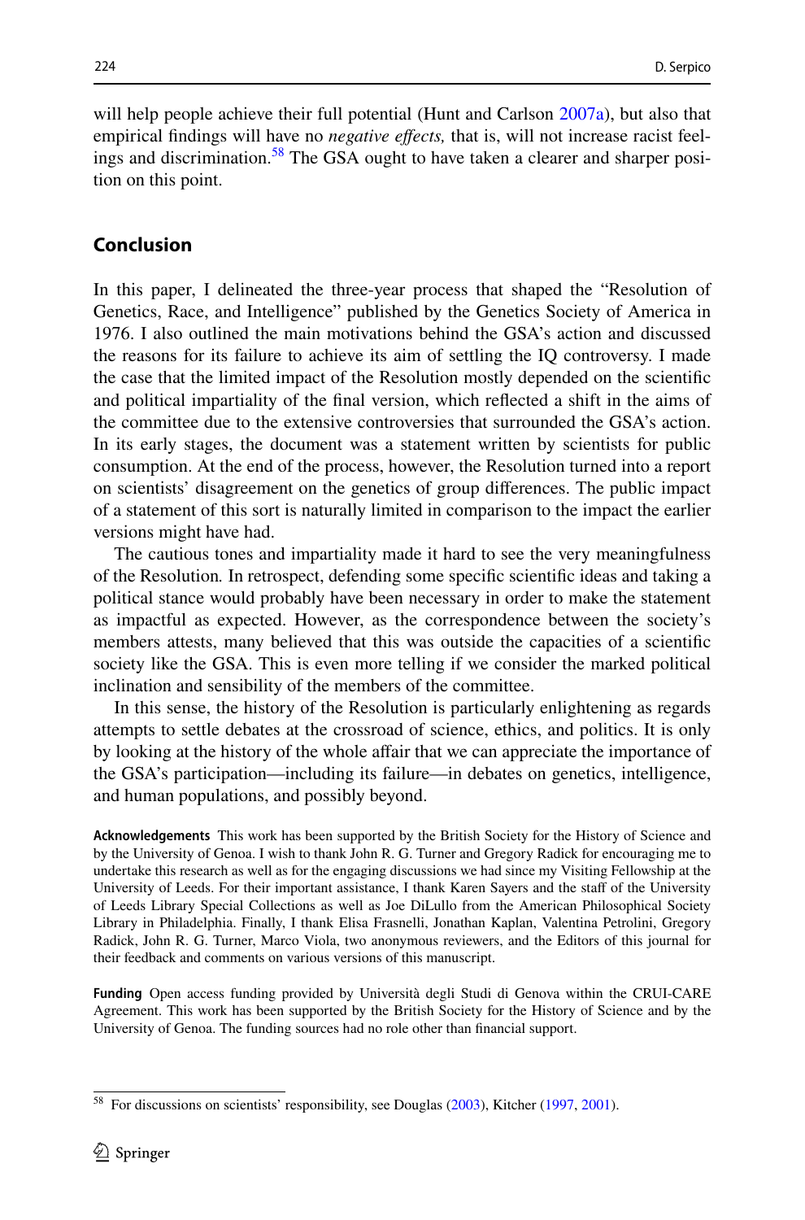will help people achieve their full potential (Hunt and Carlson 2007a), but also that empirical findings will have no *negative effects,* that is, will not increase racist feelings and discrimination.[58] The GSA ought to have taken a clearer and sharper position on this point.

## Conclusion

In this paper, I delineated the three-year process that shaped the "Resolution of Genetics, Race, and Intelligence" published by the Genetics Society of America in 1976. I also outlined the main motivations behind the GSA's action and discussed the reasons for its failure to achieve its aim of settling the IQ controversy. I made the case that the limited impact of the Resolution mostly depended on the scientific and political impartiality of the final version, which reflected a shift in the aims of the committee due to the extensive controversies that surrounded the GSA's action. In its early stages, the document was a statement written by scientists for public consumption. At the end of the process, however, the Resolution turned into a report on scientists' disagreement on the genetics of group differences. The public impact of a statement of this sort is naturally limited in comparison to the impact the earlier versions might have had.

The cautious tones and impartiality made it hard to see the very meaningfulness of the Resolution*.* In retrospect, defending some specific scientific ideas and taking a political stance would probably have been necessary in order to make the statement as impactful as expected. However, as the correspondence between the society's members attests, many believed that this was outside the capacities of a scientific society like the GSA. This is even more telling if we consider the marked political inclination and sensibility of the members of the committee.

In this sense, the history of the Resolution is particularly enlightening as regards attempts to settle debates at the crossroad of science, ethics, and politics. It is only by looking at the history of the whole affair that we can appreciate the importance of the GSA's participation—including its failure—in debates on genetics, intelligence, and human populations, and possibly beyond.

**Acknowledgements** This work has been supported by the British Society for the History of Science and by the University of Genoa. I wish to thank John R. G. Turner and Gregory Radick for encouraging me to undertake this research as well as for the engaging discussions we had since my Visiting Fellowship at the University of Leeds. For their important assistance, I thank Karen Sayers and the staff of the University of Leeds Library Special Collections as well as Joe DiLullo from the American Philosophical Society Library in Philadelphia. Finally, I thank Elisa Frasnelli, Jonathan Kaplan, Valentina Petrolini, Gregory Radick, John R. G. Turner, Marco Viola, two anonymous reviewers, and the Editors of this journal for their feedback and comments on various versions of this manuscript.

**Funding** Open access funding provided by Università degli Studi di Genova within the CRUI-CARE Agreement. This work has been supported by the British Society for the History of Science and by the University of Genoa. The funding sources had no role other than financial support.

[58] For discussions on scientists' responsibility, see Douglas (2003), Kitcher (1997, 2001).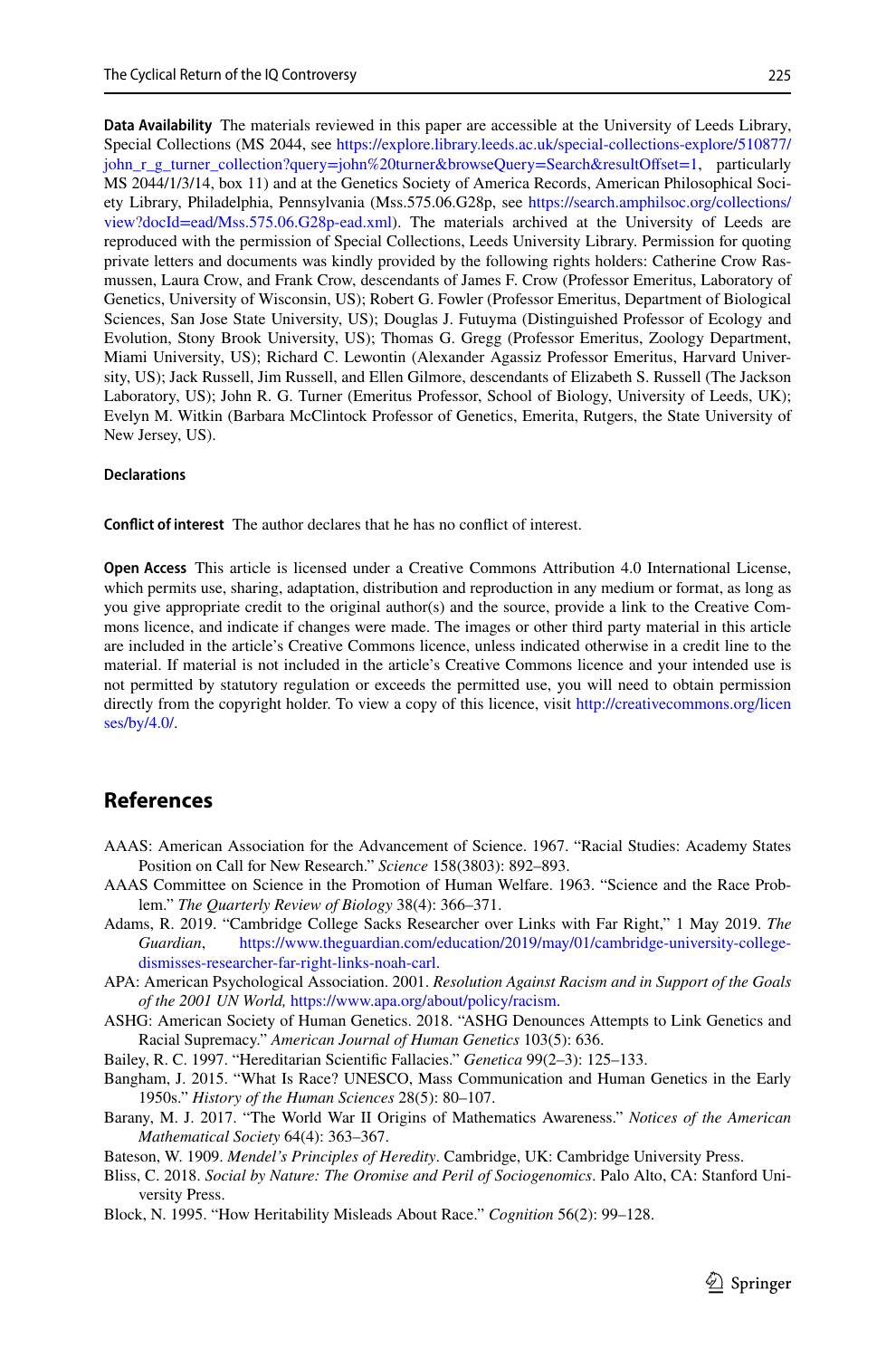**Data Availability** The materials reviewed in this paper are accessible at the University of Leeds Library, Special Collections (MS 2044, see https://explore.library.leeds.ac.uk/special-collections-explore/510877/john_r_g_turner_collection?query=john%20turner&browseQuery=Search&resultOffset=1, particularly MS 2044/1/3/14, box 11) and at the Genetics Society of America Records, American Philosophical Society Library, Philadelphia, Pennsylvania (Mss.575.06.G28p, see https://search.amphilsoc.org/collections/view?docId=ead/Mss.575.06.G28p-ead.xml). The materials archived at the University of Leeds are reproduced with the permission of Special Collections, Leeds University Library. Permission for quoting private letters and documents was kindly provided by the following rights holders: Catherine Crow Rasmussen, Laura Crow, and Frank Crow, descendants of James F. Crow (Professor Emeritus, Laboratory of Genetics, University of Wisconsin, US); Robert G. Fowler (Professor Emeritus, Department of Biological Sciences, San Jose State University, US); Douglas J. Futuyma (Distinguished Professor of Ecology and Evolution, Stony Brook University, US); Thomas G. Gregg (Professor Emeritus, Zoology Department, Miami University, US); Richard C. Lewontin (Alexander Agassiz Professor Emeritus, Harvard University, US); Jack Russell, Jim Russell, and Ellen Gilmore, descendants of Elizabeth S. Russell (The Jackson Laboratory, US); John R. G. Turner (Emeritus Professor, School of Biology, University of Leeds, UK); Evelyn M. Witkin (Barbara McClintock Professor of Genetics, Emerita, Rutgers, the State University of New Jersey, US).

### Declarations

**Conflict of interest** The author declares that he has no conflict of interest.

**Open Access** This article is licensed under a Creative Commons Attribution 4.0 International License, which permits use, sharing, adaptation, distribution and reproduction in any medium or format, as long as you give appropriate credit to the original author(s) and the source, provide a link to the Creative Commons licence, and indicate if changes were made. The images or other third party material in this article are included in the article's Creative Commons licence, unless indicated otherwise in a credit line to the material. If material is not included in the article's Creative Commons licence and your intended use is not permitted by statutory regulation or exceeds the permitted use, you will need to obtain permission directly from the copyright holder. To view a copy of this licence, visit http://creativecommons.org/licenses/by/4.0/.

## References

AAAS: American Association for the Advancement of Science. 1967. "Racial Studies: Academy States Position on Call for New Research." *Science* 158(3803): 892–893.

AAAS Committee on Science in the Promotion of Human Welfare. 1963. "Science and the Race Problem." *The Quarterly Review of Biology* 38(4): 366–371.

Adams, R. 2019. "Cambridge College Sacks Researcher over Links with Far Right," 1 May 2019. *The Guardian*, https://www.theguardian.com/education/2019/may/01/cambridge-university-college-dismisses-researcher-far-right-links-noah-carl.

APA: American Psychological Association. 2001. *Resolution Against Racism and in Support of the Goals of the 2001 UN World,* https://www.apa.org/about/policy/racism.

ASHG: American Society of Human Genetics. 2018. "ASHG Denounces Attempts to Link Genetics and Racial Supremacy." *American Journal of Human Genetics* 103(5): 636.

Bailey, R. C. 1997. "Hereditarian Scientific Fallacies." *Genetica* 99(2–3): 125–133.

Bangham, J. 2015. "What Is Race? UNESCO, Mass Communication and Human Genetics in the Early 1950s." *History of the Human Sciences* 28(5): 80–107.

Barany, M. J. 2017. "The World War II Origins of Mathematics Awareness." *Notices of the American Mathematical Society* 64(4): 363–367.

Bateson, W. 1909. *Mendel's Principles of Heredity*. Cambridge, UK: Cambridge University Press.

Bliss, C. 2018. *Social by Nature: The Oromise and Peril of Sociogenomics*. Palo Alto, CA: Stanford University Press.

Block, N. 1995. "How Heritability Misleads About Race." *Cognition* 56(2): 99–128.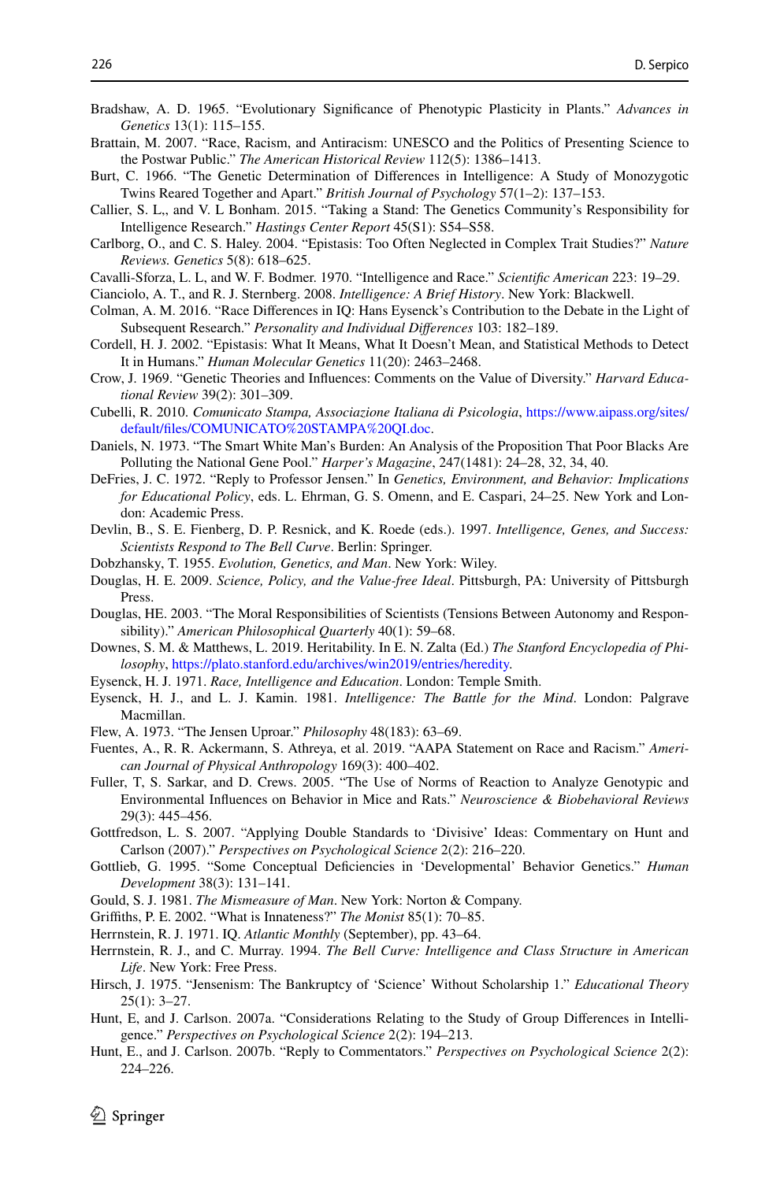Bradshaw, A. D. 1965. "Evolutionary Significance of Phenotypic Plasticity in Plants." *Advances in Genetics* 13(1): 115–155.

Brattain, M. 2007. "Race, Racism, and Antiracism: UNESCO and the Politics of Presenting Science to the Postwar Public." *The American Historical Review* 112(5): 1386–1413.

Burt, C. 1966. "The Genetic Determination of Differences in Intelligence: A Study of Monozygotic Twins Reared Together and Apart." *British Journal of Psychology* 57(1–2): 137–153.

Callier, S. L,, and V. L Bonham. 2015. "Taking a Stand: The Genetics Community's Responsibility for Intelligence Research." *Hastings Center Report* 45(S1): S54–S58.

Carlborg, O., and C. S. Haley. 2004. "Epistasis: Too Often Neglected in Complex Trait Studies?" *Nature Reviews. Genetics* 5(8): 618–625.

Cavalli-Sforza, L. L, and W. F. Bodmer. 1970. "Intelligence and Race." *Scientific American* 223: 19–29.

Cianciolo, A. T., and R. J. Sternberg. 2008. *Intelligence: A Brief History*. New York: Blackwell.

Colman, A. M. 2016. "Race Differences in IQ: Hans Eysenck's Contribution to the Debate in the Light of Subsequent Research." *Personality and Individual Differences* 103: 182–189.

Cordell, H. J. 2002. "Epistasis: What It Means, What It Doesn't Mean, and Statistical Methods to Detect It in Humans." *Human Molecular Genetics* 11(20): 2463–2468.

Crow, J. 1969. "Genetic Theories and Influences: Comments on the Value of Diversity." *Harvard Educational Review* 39(2): 301–309.

Cubelli, R. 2010. *Comunicato Stampa, Associazione Italiana di Psicologia*, https://www.aipass.org/sites/default/files/COMUNICATO%20STAMPA%20QI.doc.

Daniels, N. 1973. "The Smart White Man's Burden: An Analysis of the Proposition That Poor Blacks Are Polluting the National Gene Pool." *Harper's Magazine*, 247(1481): 24–28, 32, 34, 40.

DeFries, J. C. 1972. "Reply to Professor Jensen." In *Genetics, Environment, and Behavior: Implications for Educational Policy*, eds. L. Ehrman, G. S. Omenn, and E. Caspari, 24–25. New York and London: Academic Press.

Devlin, B., S. E. Fienberg, D. P. Resnick, and K. Roede (eds.). 1997. *Intelligence, Genes, and Success: Scientists Respond to The Bell Curve*. Berlin: Springer.

Dobzhansky, T. 1955. *Evolution, Genetics, and Man*. New York: Wiley.

Douglas, H. E. 2009. *Science, Policy, and the Value-free Ideal*. Pittsburgh, PA: University of Pittsburgh Press.

Douglas, HE. 2003. "The Moral Responsibilities of Scientists (Tensions Between Autonomy and Responsibility)." *American Philosophical Quarterly* 40(1): 59–68.

Downes, S. M. & Matthews, L. 2019. Heritability. In E. N. Zalta (Ed.) *The Stanford Encyclopedia of Philosophy*, https://plato.stanford.edu/archives/win2019/entries/heredity.

Eysenck, H. J. 1971. *Race, Intelligence and Education*. London: Temple Smith.

Eysenck, H. J., and L. J. Kamin. 1981. *Intelligence: The Battle for the Mind*. London: Palgrave Macmillan.

Flew, A. 1973. "The Jensen Uproar." *Philosophy* 48(183): 63–69.

Fuentes, A., R. R. Ackermann, S. Athreya, et al. 2019. "AAPA Statement on Race and Racism." *American Journal of Physical Anthropology* 169(3): 400–402.

Fuller, T, S. Sarkar, and D. Crews. 2005. "The Use of Norms of Reaction to Analyze Genotypic and Environmental Influences on Behavior in Mice and Rats." *Neuroscience & Biobehavioral Reviews* 29(3): 445–456.

Gottfredson, L. S. 2007. "Applying Double Standards to 'Divisive' Ideas: Commentary on Hunt and Carlson (2007)." *Perspectives on Psychological Science* 2(2): 216–220.

Gottlieb, G. 1995. "Some Conceptual Deficiencies in 'Developmental' Behavior Genetics." *Human Development* 38(3): 131–141.

Gould, S. J. 1981. *The Mismeasure of Man*. New York: Norton & Company.

Griffiths, P. E. 2002. "What is Innateness?" *The Monist* 85(1): 70–85.

Herrnstein, R. J. 1971. IQ. *Atlantic Monthly* (September), pp. 43–64.

Herrnstein, R. J., and C. Murray. 1994. *The Bell Curve: Intelligence and Class Structure in American Life*. New York: Free Press.

Hirsch, J. 1975. "Jensenism: The Bankruptcy of 'Science' Without Scholarship 1." *Educational Theory* 25(1): 3–27.

Hunt, E, and J. Carlson. 2007a. "Considerations Relating to the Study of Group Differences in Intelligence." *Perspectives on Psychological Science* 2(2): 194–213.

Hunt, E., and J. Carlson. 2007b. "Reply to Commentators." *Perspectives on Psychological Science* 2(2): 224–226.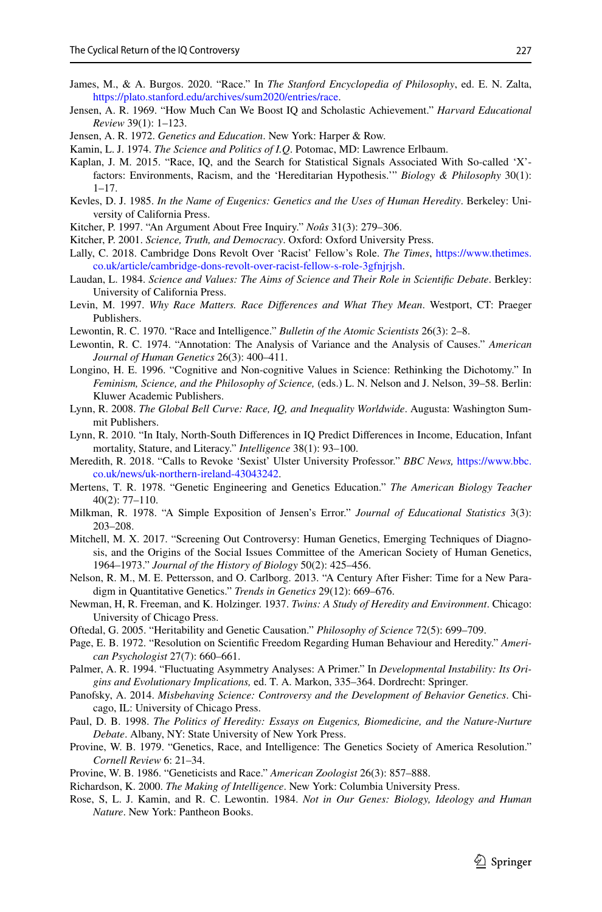James, M., & A. Burgos. 2020. "Race." In *The Stanford Encyclopedia of Philosophy*, ed. E. N. Zalta, https://plato.stanford.edu/archives/sum2020/entries/race.

Jensen, A. R. 1969. "How Much Can We Boost IQ and Scholastic Achievement." *Harvard Educational Review* 39(1): 1–123.

Jensen, A. R. 1972. *Genetics and Education*. New York: Harper & Row.

Kamin, L. J. 1974. *The Science and Politics of I.Q*. Potomac, MD: Lawrence Erlbaum.

Kaplan, J. M. 2015. "Race, IQ, and the Search for Statistical Signals Associated With So-called 'X'-factors: Environments, Racism, and the 'Hereditarian Hypothesis.'" *Biology & Philosophy* 30(1): 1–17.

Kevles, D. J. 1985. *In the Name of Eugenics: Genetics and the Uses of Human Heredity*. Berkeley: University of California Press.

Kitcher, P. 1997. "An Argument About Free Inquiry." *Noûs* 31(3): 279–306.

Kitcher, P. 2001. *Science, Truth, and Democracy*. Oxford: Oxford University Press.

Lally, C. 2018. Cambridge Dons Revolt Over 'Racist' Fellow's Role. *The Times*, https://www.thetimes.co.uk/article/cambridge-dons-revolt-over-racist-fellow-s-role-3gfnjrjsh.

Laudan, L. 1984. *Science and Values: The Aims of Science and Their Role in Scientific Debate*. Berkley: University of California Press.

Levin, M. 1997. *Why Race Matters. Race Differences and What They Mean*. Westport, CT: Praeger Publishers.

Lewontin, R. C. 1970. "Race and Intelligence." *Bulletin of the Atomic Scientists* 26(3): 2–8.

Lewontin, R. C. 1974. "Annotation: The Analysis of Variance and the Analysis of Causes." *American Journal of Human Genetics* 26(3): 400–411.

Longino, H. E. 1996. "Cognitive and Non-cognitive Values in Science: Rethinking the Dichotomy." In *Feminism, Science, and the Philosophy of Science,* (eds.) L. N. Nelson and J. Nelson, 39–58. Berlin: Kluwer Academic Publishers.

Lynn, R. 2008. *The Global Bell Curve: Race, IQ, and Inequality Worldwide*. Augusta: Washington Summit Publishers.

Lynn, R. 2010. "In Italy, North-South Differences in IQ Predict Differences in Income, Education, Infant mortality, Stature, and Literacy." *Intelligence* 38(1): 93–100.

Meredith, R. 2018. "Calls to Revoke 'Sexist' Ulster University Professor." *BBC News,* https://www.bbc.co.uk/news/uk-northern-ireland-43043242.

Mertens, T. R. 1978. "Genetic Engineering and Genetics Education." *The American Biology Teacher* 40(2): 77–110.

Milkman, R. 1978. "A Simple Exposition of Jensen's Error." *Journal of Educational Statistics* 3(3): 203–208.

Mitchell, M. X. 2017. "Screening Out Controversy: Human Genetics, Emerging Techniques of Diagnosis, and the Origins of the Social Issues Committee of the American Society of Human Genetics, 1964–1973." *Journal of the History of Biology* 50(2): 425–456.

Nelson, R. M., M. E. Pettersson, and O. Carlborg. 2013. "A Century After Fisher: Time for a New Paradigm in Quantitative Genetics." *Trends in Genetics* 29(12): 669–676.

Newman, H, R. Freeman, and K. Holzinger. 1937. *Twins: A Study of Heredity and Environment*. Chicago: University of Chicago Press.

Oftedal, G. 2005. "Heritability and Genetic Causation." *Philosophy of Science* 72(5): 699–709.

Page, E. B. 1972. "Resolution on Scientific Freedom Regarding Human Behaviour and Heredity." *American Psychologist* 27(7): 660–661.

Palmer, A. R. 1994. "Fluctuating Asymmetry Analyses: A Primer." In *Developmental Instability: Its Origins and Evolutionary Implications,* ed. T. A. Markon, 335–364. Dordrecht: Springer.

Panofsky, A. 2014. *Misbehaving Science: Controversy and the Development of Behavior Genetics*. Chicago, IL: University of Chicago Press.

Paul, D. B. 1998. *The Politics of Heredity: Essays on Eugenics, Biomedicine, and the Nature-Nurture Debate*. Albany, NY: State University of New York Press.

Provine, W. B. 1979. "Genetics, Race, and Intelligence: The Genetics Society of America Resolution." *Cornell Review* 6: 21–34.

Provine, W. B. 1986. "Geneticists and Race." *American Zoologist* 26(3): 857–888.

Richardson, K. 2000. *The Making of Intelligence*. New York: Columbia University Press.

Rose, S, L. J. Kamin, and R. C. Lewontin. 1984. *Not in Our Genes: Biology, Ideology and Human Nature*. New York: Pantheon Books.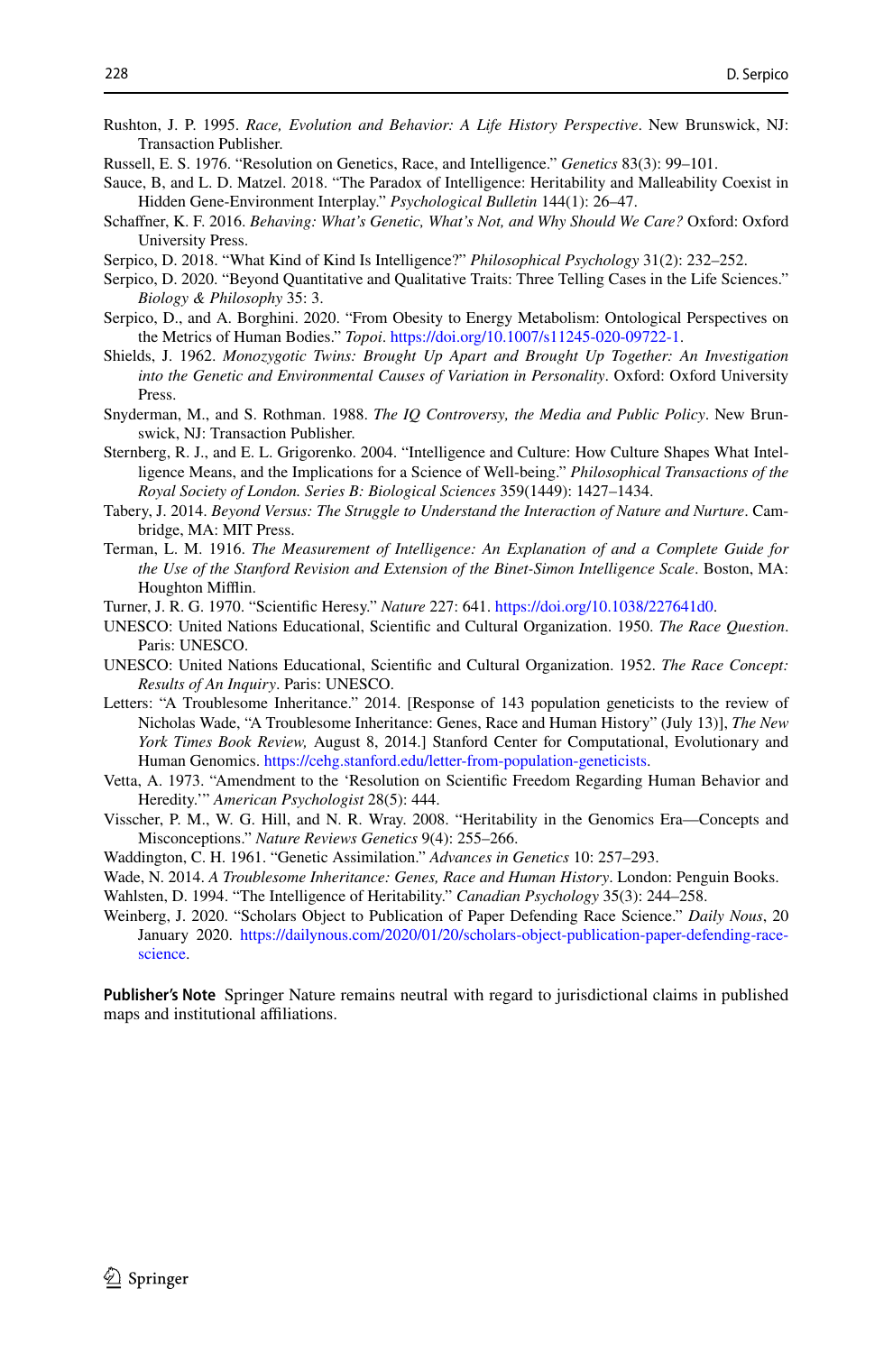Rushton, J. P. 1995. *Race, Evolution and Behavior: A Life History Perspective*. New Brunswick, NJ: Transaction Publisher.

Russell, E. S. 1976. "Resolution on Genetics, Race, and Intelligence." *Genetics* 83(3): 99–101.

Sauce, B, and L. D. Matzel. 2018. "The Paradox of Intelligence: Heritability and Malleability Coexist in Hidden Gene-Environment Interplay." *Psychological Bulletin* 144(1): 26–47.

Schaffner, K. F. 2016. *Behaving: What's Genetic, What's Not, and Why Should We Care?* Oxford: Oxford University Press.

Serpico, D. 2018. "What Kind of Kind Is Intelligence?" *Philosophical Psychology* 31(2): 232–252.

Serpico, D. 2020. "Beyond Quantitative and Qualitative Traits: Three Telling Cases in the Life Sciences." *Biology & Philosophy* 35: 3.

Serpico, D., and A. Borghini. 2020. "From Obesity to Energy Metabolism: Ontological Perspectives on the Metrics of Human Bodies." *Topoi*. https://doi.org/10.1007/s11245-020-09722-1.

Shields, J. 1962. *Monozygotic Twins: Brought Up Apart and Brought Up Together: An Investigation into the Genetic and Environmental Causes of Variation in Personality*. Oxford: Oxford University Press.

Snyderman, M., and S. Rothman. 1988. *The IQ Controversy, the Media and Public Policy*. New Brunswick, NJ: Transaction Publisher.

Sternberg, R. J., and E. L. Grigorenko. 2004. "Intelligence and Culture: How Culture Shapes What Intelligence Means, and the Implications for a Science of Well-being." *Philosophical Transactions of the Royal Society of London. Series B: Biological Sciences* 359(1449): 1427–1434.

Tabery, J. 2014. *Beyond Versus: The Struggle to Understand the Interaction of Nature and Nurture*. Cambridge, MA: MIT Press.

Terman, L. M. 1916. *The Measurement of Intelligence: An Explanation of and a Complete Guide for the Use of the Stanford Revision and Extension of the Binet-Simon Intelligence Scale*. Boston, MA: Houghton Mifflin.

Turner, J. R. G. 1970. "Scientific Heresy." *Nature* 227: 641. https://doi.org/10.1038/227641d0.

UNESCO: United Nations Educational, Scientific and Cultural Organization. 1950. *The Race Question*. Paris: UNESCO.

UNESCO: United Nations Educational, Scientific and Cultural Organization. 1952. *The Race Concept: Results of An Inquiry*. Paris: UNESCO.

Letters: "A Troublesome Inheritance." 2014. [Response of 143 population geneticists to the review of Nicholas Wade, "A Troublesome Inheritance: Genes, Race and Human History" (July 13)], *The New York Times Book Review,* August 8, 2014.] Stanford Center for Computational, Evolutionary and Human Genomics. https://cehg.stanford.edu/letter-from-population-geneticists.

Vetta, A. 1973. "Amendment to the 'Resolution on Scientific Freedom Regarding Human Behavior and Heredity.'" *American Psychologist* 28(5): 444.

Visscher, P. M., W. G. Hill, and N. R. Wray. 2008. "Heritability in the Genomics Era—Concepts and Misconceptions." *Nature Reviews Genetics* 9(4): 255–266.

Waddington, C. H. 1961. "Genetic Assimilation." *Advances in Genetics* 10: 257–293.

Wade, N. 2014. *A Troublesome Inheritance: Genes, Race and Human History*. London: Penguin Books.

Wahlsten, D. 1994. "The Intelligence of Heritability." *Canadian Psychology* 35(3): 244–258.

Weinberg, J. 2020. "Scholars Object to Publication of Paper Defending Race Science." *Daily Nous*, 20 January 2020. https://dailynous.com/2020/01/20/scholars-object-publication-paper-defending-race-science.

**Publisher's Note** Springer Nature remains neutral with regard to jurisdictional claims in published maps and institutional affiliations.